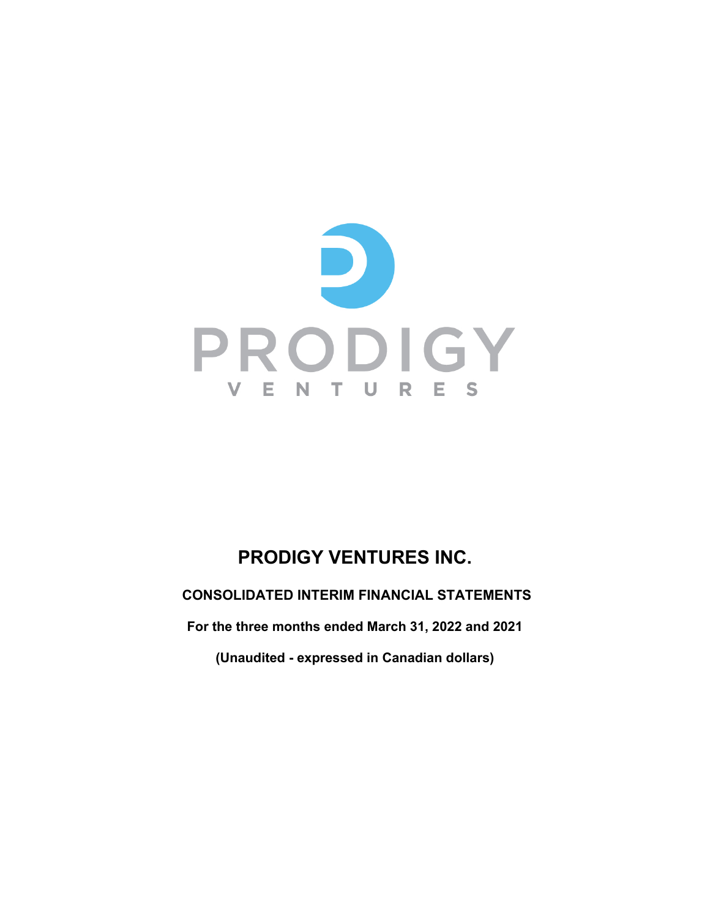# PRODIGY VENTURES INC.

## CONSOLIDATED INTERIM FINANCIAL STATEMENTS

**For the three months ended March 31, 2022 and 2021**

**(Unaudited - expressed in Canadian dollars)**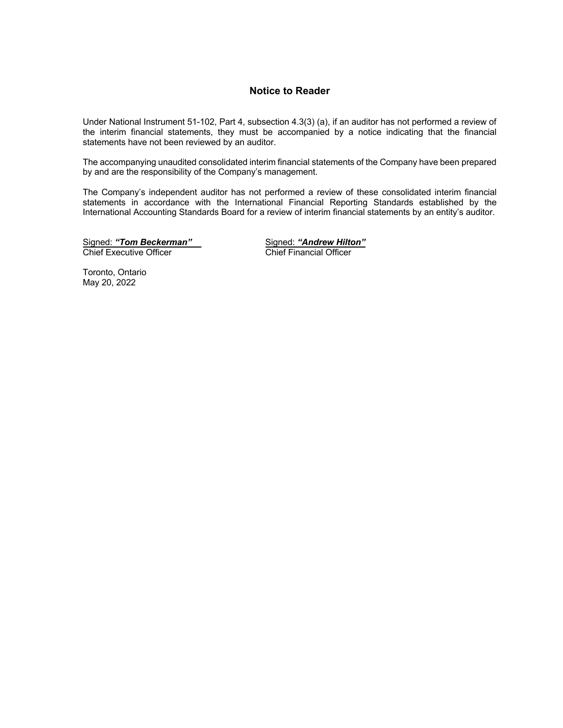## Notice to Reader

Under National Instrument 51-102, Part 4, subsection 4.3(3) (a), if an auditor has not performed a review of the interim financial statements, they must be accompanied by a notice indicating that the financial statements have not been reviewed by an auditor.

The accompanying unaudited consolidated interim financial statements of the Company have been prepared by and are the responsibility of the Company's management.

The Company's independent auditor has not performed a review of these consolidated interim financial statements in accordance with the International Financial Reporting Standards established by the International Accounting Standards Board for a review of interim financial statements by an entity's auditor.

Signed: ***"Tom Beckerman"***
Chief Executive Officer

Signed: ***"Andrew Hilton"***
Chief Financial Officer

Toronto, Ontario
May 20, 2022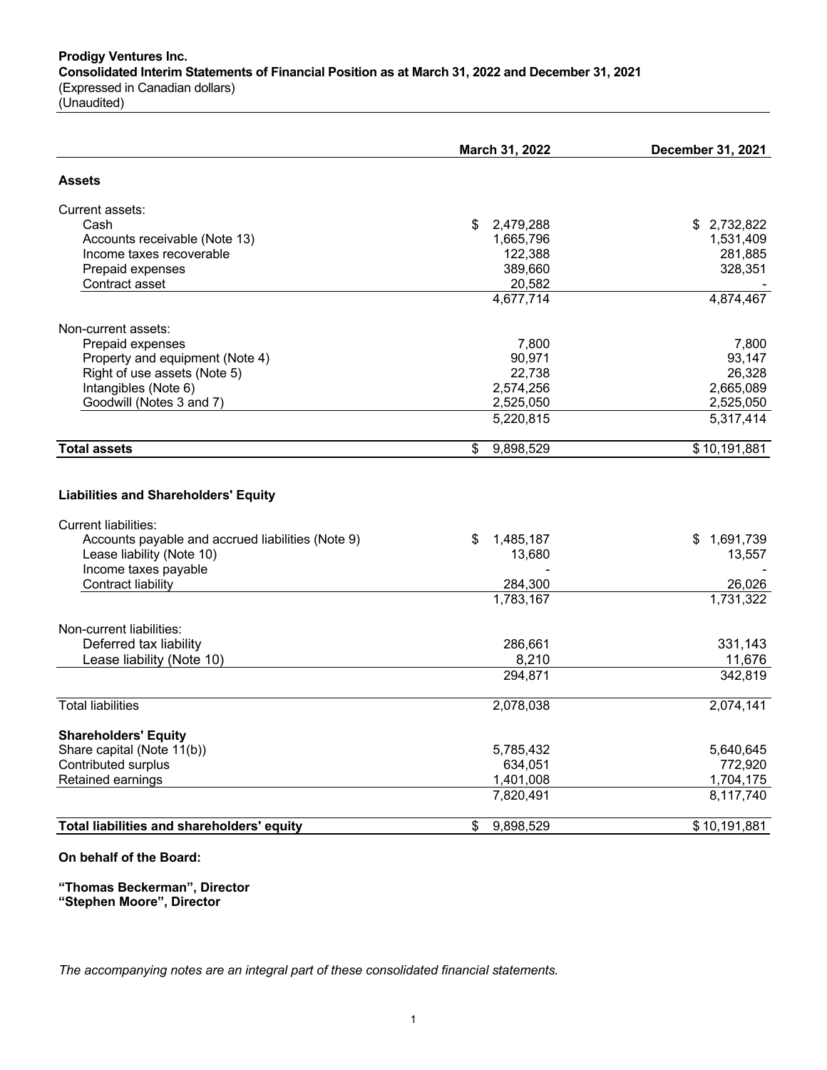**Prodigy Ventures Inc.**
**Consolidated Interim Statements of Financial Position as at March 31, 2022 and December 31, 2021**
(Expressed in Canadian dollars)
(Unaudited)

| | March 31, 2022 | December 31, 2021 |
|---|---|---|
| **Assets** | | |
| Current assets: | | |
| Cash | $ 2,479,288 | $ 2,732,822 |
| Accounts receivable (Note 13) | 1,665,796 | 1,531,409 |
| Income taxes recoverable | 122,388 | 281,885 |
| Prepaid expenses | 389,660 | 328,351 |
| Contract asset | 20,582 | - |
| | 4,677,714 | 4,874,467 |
| Non-current assets: | | |
| Prepaid expenses | 7,800 | 7,800 |
| Property and equipment (Note 4) | 90,971 | 93,147 |
| Right of use assets (Note 5) | 22,738 | 26,328 |
| Intangibles (Note 6) | 2,574,256 | 2,665,089 |
| Goodwill (Notes 3 and 7) | 2,525,050 | 2,525,050 |
| | 5,220,815 | 5,317,414 |
| **Total assets** | $ 9,898,529 | $ 10,191,881 |
| **Liabilities and Shareholders' Equity** | | |
| Current liabilities: | | |
| Accounts payable and accrued liabilities (Note 9) | $ 1,485,187 | $ 1,691,739 |
| Lease liability (Note 10) | 13,680 | 13,557 |
| Income taxes payable | - | - |
| Contract liability | 284,300 | 26,026 |
| | 1,783,167 | 1,731,322 |
| Non-current liabilities: | | |
| Deferred tax liability | 286,661 | 331,143 |
| Lease liability (Note 10) | 8,210 | 11,676 |
| | 294,871 | 342,819 |
| Total liabilities | 2,078,038 | 2,074,141 |
| **Shareholders' Equity** | | |
| Share capital (Note 11(b)) | 5,785,432 | 5,640,645 |
| Contributed surplus | 634,051 | 772,920 |
| Retained earnings | 1,401,008 | 1,704,175 |
| | 7,820,491 | 8,117,740 |
| **Total liabilities and shareholders' equity** | $ 9,898,529 | $ 10,191,881 |

**On behalf of the Board:**

**"Thomas Beckerman", Director**
**"Stephen Moore", Director**

*The accompanying notes are an integral part of these consolidated financial statements.*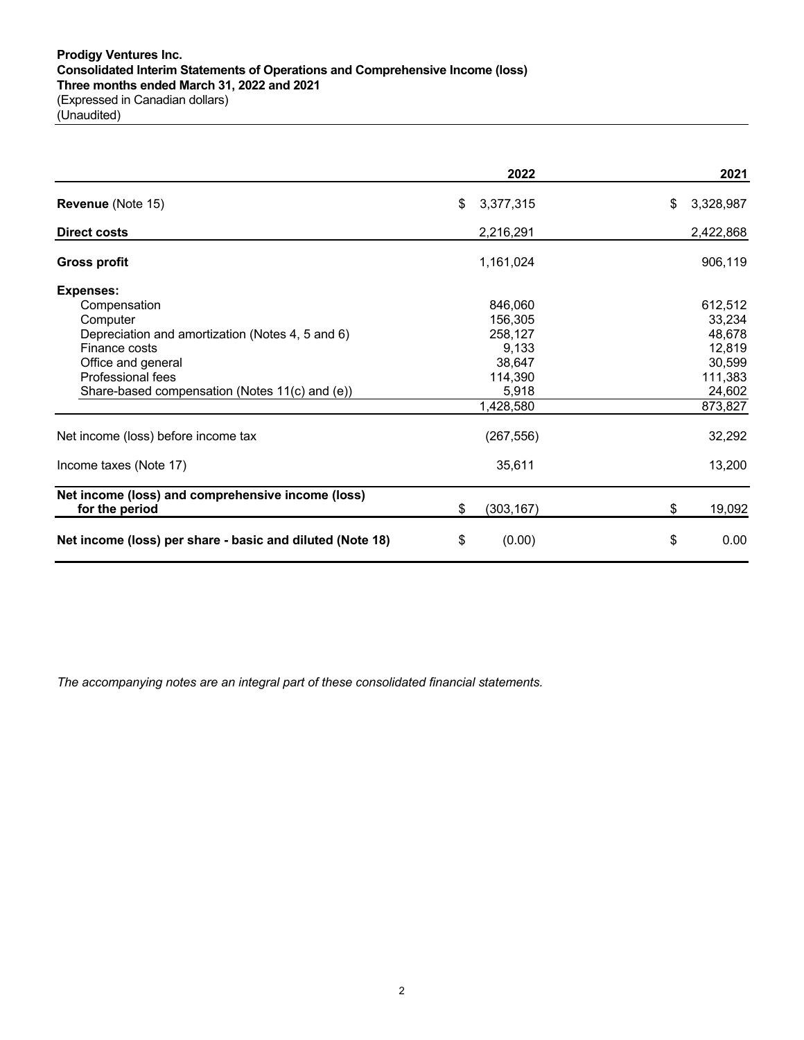**Prodigy Ventures Inc.**
**Consolidated Interim Statements of Operations and Comprehensive Income (loss)**
**Three months ended March 31, 2022 and 2021**
(Expressed in Canadian dollars)
(Unaudited)

| | 2022 | 2021 |
|---|---|---|
| **Revenue** (Note 15) | $ 3,377,315 | $ 3,328,987 |
| **Direct costs** | 2,216,291 | 2,422,868 |
| **Gross profit** | 1,161,024 | 906,119 |
| **Expenses:** | | |
| Compensation | 846,060 | 612,512 |
| Computer | 156,305 | 33,234 |
| Depreciation and amortization (Notes 4, 5 and 6) | 258,127 | 48,678 |
| Finance costs | 9,133 | 12,819 |
| Office and general | 38,647 | 30,599 |
| Professional fees | 114,390 | 111,383 |
| Share-based compensation (Notes 11(c) and (e)) | 5,918 | 24,602 |
| | 1,428,580 | 873,827 |
| Net income (loss) before income tax | (267,556) | 32,292 |
| Income taxes (Note 17) | 35,611 | 13,200 |
| **Net income (loss) and comprehensive income (loss) for the period** | $ (303,167) | $ 19,092 |
| **Net income (loss) per share - basic and diluted (Note 18)** | $ (0.00) | $ 0.00 |

*The accompanying notes are an integral part of these consolidated financial statements.*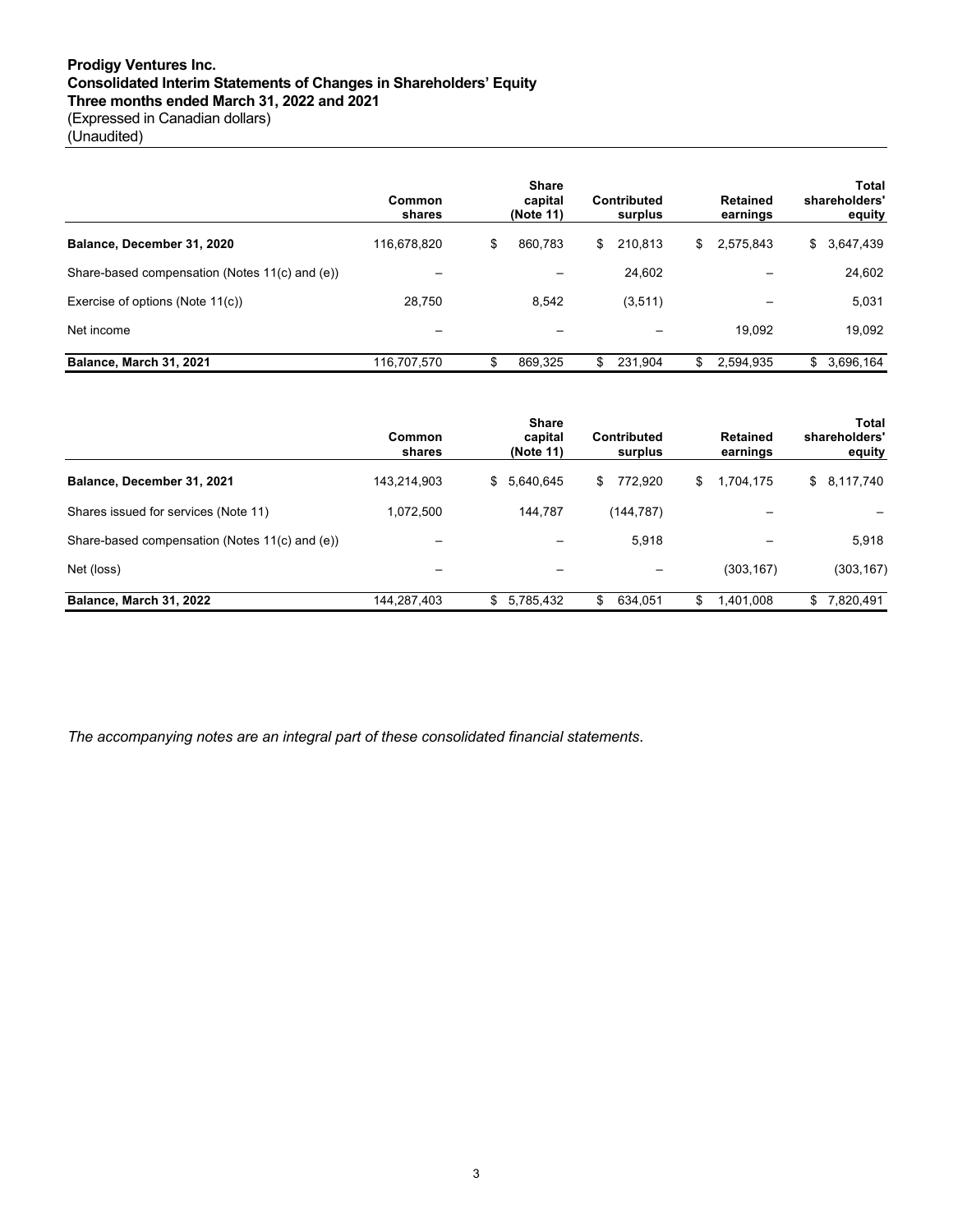**Prodigy Ventures Inc.**
**Consolidated Interim Statements of Changes in Shareholders' Equity**
**Three months ended March 31, 2022 and 2021**
(Expressed in Canadian dollars)
(Unaudited)

| | Common shares | Share capital (Note 11) | Contributed surplus | Retained earnings | Total shareholders' equity |
|---|---|---|---|---|---|
| **Balance, December 31, 2020** | 116,678,820 | $ 860,783 | $ 210,813 | $ 2,575,843 | $ 3,647,439 |
| Share-based compensation (Notes 11(c) and (e)) | – | – | 24,602 | – | 24,602 |
| Exercise of options (Note 11(c)) | 28,750 | 8,542 | (3,511) | – | 5,031 |
| Net income | – | – | – | 19,092 | 19,092 |
| **Balance, March 31, 2021** | 116,707,570 | $ 869,325 | $ 231,904 | $ 2,594,935 | $ 3,696,164 |

| | Common shares | Share capital (Note 11) | Contributed surplus | Retained earnings | Total shareholders' equity |
|---|---|---|---|---|---|
| **Balance, December 31, 2021** | 143,214,903 | $ 5,640,645 | $ 772,920 | $ 1,704,175 | $ 8,117,740 |
| Shares issued for services (Note 11) | 1,072,500 | 144,787 | (144,787) | – | – |
| Share-based compensation (Notes 11(c) and (e)) | – | – | 5,918 | – | 5,918 |
| Net (loss) | – | – | – | (303,167) | (303,167) |
| **Balance, March 31, 2022** | 144,287,403 | $ 5,785,432 | $ 634,051 | $ 1,401,008 | $ 7,820,491 |

*The accompanying notes are an integral part of these consolidated financial statements.*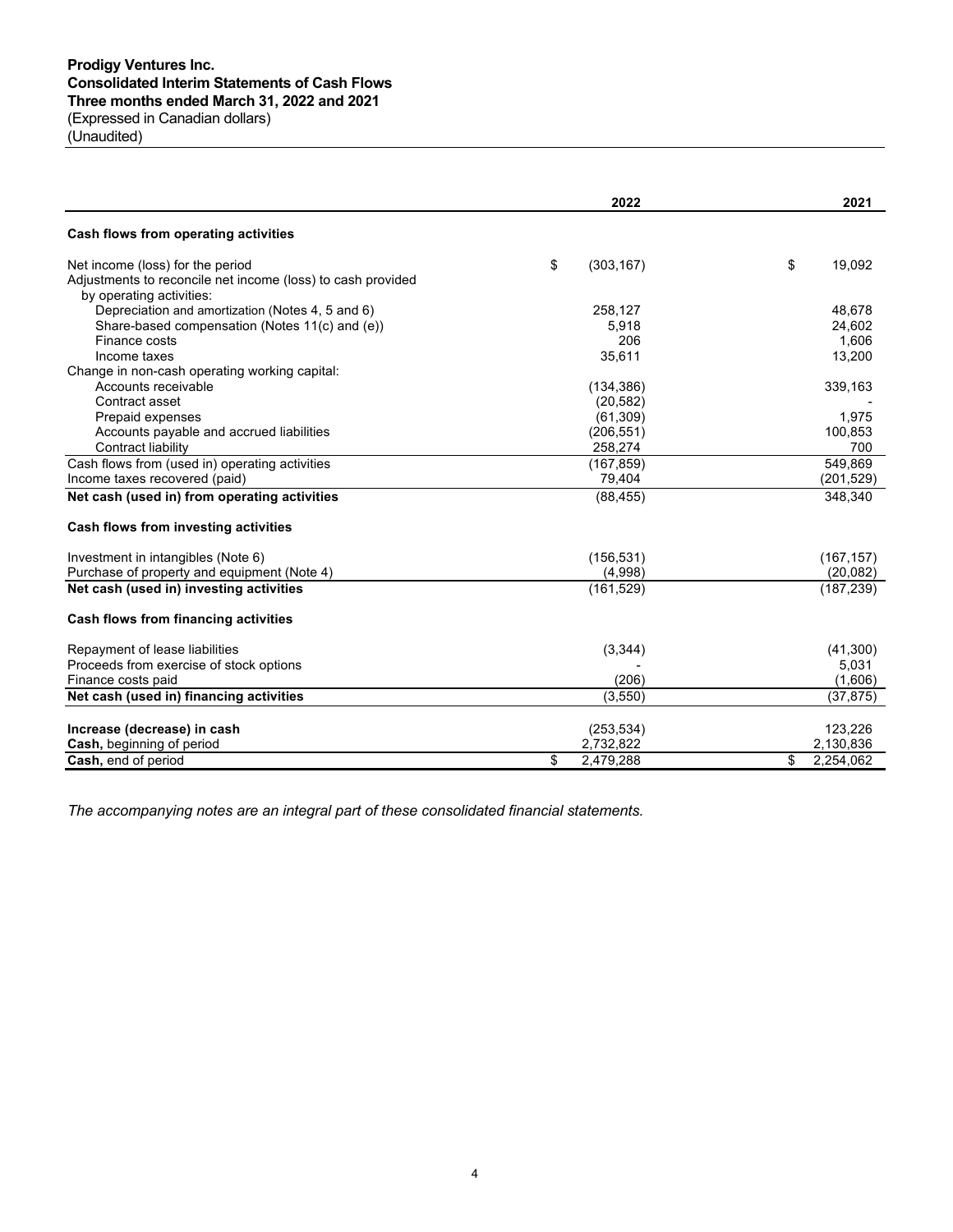**Prodigy Ventures Inc.**
**Consolidated Interim Statements of Cash Flows**
**Three months ended March 31, 2022 and 2021**
(Expressed in Canadian dollars)
(Unaudited)

| | 2022 | 2021 |
|---|---|---|
| **Cash flows from operating activities** | | |
| Net income (loss) for the period | $ (303,167) | $ 19,092 |
| Adjustments to reconcile net income (loss) to cash provided by operating activities: | | |
| Depreciation and amortization (Notes 4, 5 and 6) | 258,127 | 48,678 |
| Share-based compensation (Notes 11(c) and (e)) | 5,918 | 24,602 |
| Finance costs | 206 | 1,606 |
| Income taxes | 35,611 | 13,200 |
| Change in non-cash operating working capital: | | |
| Accounts receivable | (134,386) | 339,163 |
| Contract asset | (20,582) | - |
| Prepaid expenses | (61,309) | 1,975 |
| Accounts payable and accrued liabilities | (206,551) | 100,853 |
| Contract liability | 258,274 | 700 |
| Cash flows from (used in) operating activities | (167,859) | 549,869 |
| Income taxes recovered (paid) | 79,404 | (201,529) |
| **Net cash (used in) from operating activities** | (88,455) | 348,340 |
| **Cash flows from investing activities** | | |
| Investment in intangibles (Note 6) | (156,531) | (167,157) |
| Purchase of property and equipment (Note 4) | (4,998) | (20,082) |
| **Net cash (used in) investing activities** | (161,529) | (187,239) |
| **Cash flows from financing activities** | | |
| Repayment of lease liabilities | (3,344) | (41,300) |
| Proceeds from exercise of stock options | - | 5,031 |
| Finance costs paid | (206) | (1,606) |
| **Net cash (used in) financing activities** | (3,550) | (37,875) |
| **Increase (decrease) in cash** | (253,534) | 123,226 |
| **Cash,** beginning of period | 2,732,822 | 2,130,836 |
| **Cash,** end of period | $ 2,479,288 | $ 2,254,062 |

*The accompanying notes are an integral part of these consolidated financial statements.*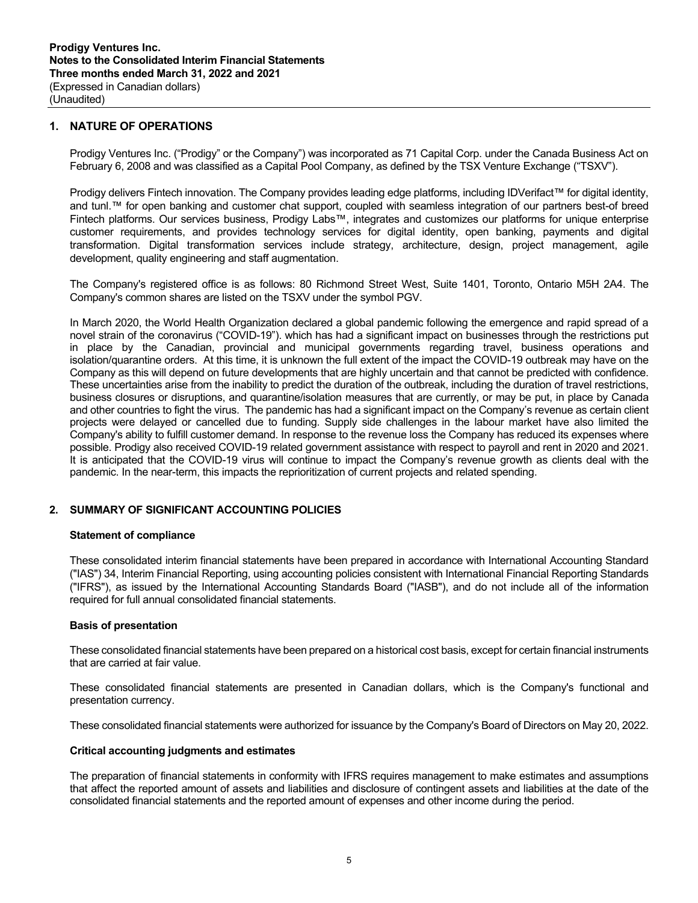## 1. NATURE OF OPERATIONS

Prodigy Ventures Inc. ("Prodigy" or the Company") was incorporated as 71 Capital Corp. under the Canada Business Act on February 6, 2008 and was classified as a Capital Pool Company, as defined by the TSX Venture Exchange ("TSXV").

Prodigy delivers Fintech innovation. The Company provides leading edge platforms, including IDVerifact™ for digital identity, and tunl.™ for open banking and customer chat support, coupled with seamless integration of our partners best-of breed Fintech platforms. Our services business, Prodigy Labs™, integrates and customizes our platforms for unique enterprise customer requirements, and provides technology services for digital identity, open banking, payments and digital transformation. Digital transformation services include strategy, architecture, design, project management, agile development, quality engineering and staff augmentation.

The Company's registered office is as follows: 80 Richmond Street West, Suite 1401, Toronto, Ontario M5H 2A4. The Company's common shares are listed on the TSXV under the symbol PGV.

In March 2020, the World Health Organization declared a global pandemic following the emergence and rapid spread of a novel strain of the coronavirus ("COVID-19"). which has had a significant impact on businesses through the restrictions put in place by the Canadian, provincial and municipal governments regarding travel, business operations and isolation/quarantine orders. At this time, it is unknown the full extent of the impact the COVID-19 outbreak may have on the Company as this will depend on future developments that are highly uncertain and that cannot be predicted with confidence. These uncertainties arise from the inability to predict the duration of the outbreak, including the duration of travel restrictions, business closures or disruptions, and quarantine/isolation measures that are currently, or may be put, in place by Canada and other countries to fight the virus. The pandemic has had a significant impact on the Company's revenue as certain client projects were delayed or cancelled due to funding. Supply side challenges in the labour market have also limited the Company's ability to fulfill customer demand. In response to the revenue loss the Company has reduced its expenses where possible. Prodigy also received COVID-19 related government assistance with respect to payroll and rent in 2020 and 2021. It is anticipated that the COVID-19 virus will continue to impact the Company's revenue growth as clients deal with the pandemic. In the near-term, this impacts the reprioritization of current projects and related spending.

## 2. SUMMARY OF SIGNIFICANT ACCOUNTING POLICIES

### Statement of compliance

These consolidated interim financial statements have been prepared in accordance with International Accounting Standard ("IAS") 34, Interim Financial Reporting, using accounting policies consistent with International Financial Reporting Standards ("IFRS"), as issued by the International Accounting Standards Board ("IASB"), and do not include all of the information required for full annual consolidated financial statements.

### Basis of presentation

These consolidated financial statements have been prepared on a historical cost basis, except for certain financial instruments that are carried at fair value.

These consolidated financial statements are presented in Canadian dollars, which is the Company's functional and presentation currency.

These consolidated financial statements were authorized for issuance by the Company's Board of Directors on May 20, 2022.

### Critical accounting judgments and estimates

The preparation of financial statements in conformity with IFRS requires management to make estimates and assumptions that affect the reported amount of assets and liabilities and disclosure of contingent assets and liabilities at the date of the consolidated financial statements and the reported amount of expenses and other income during the period.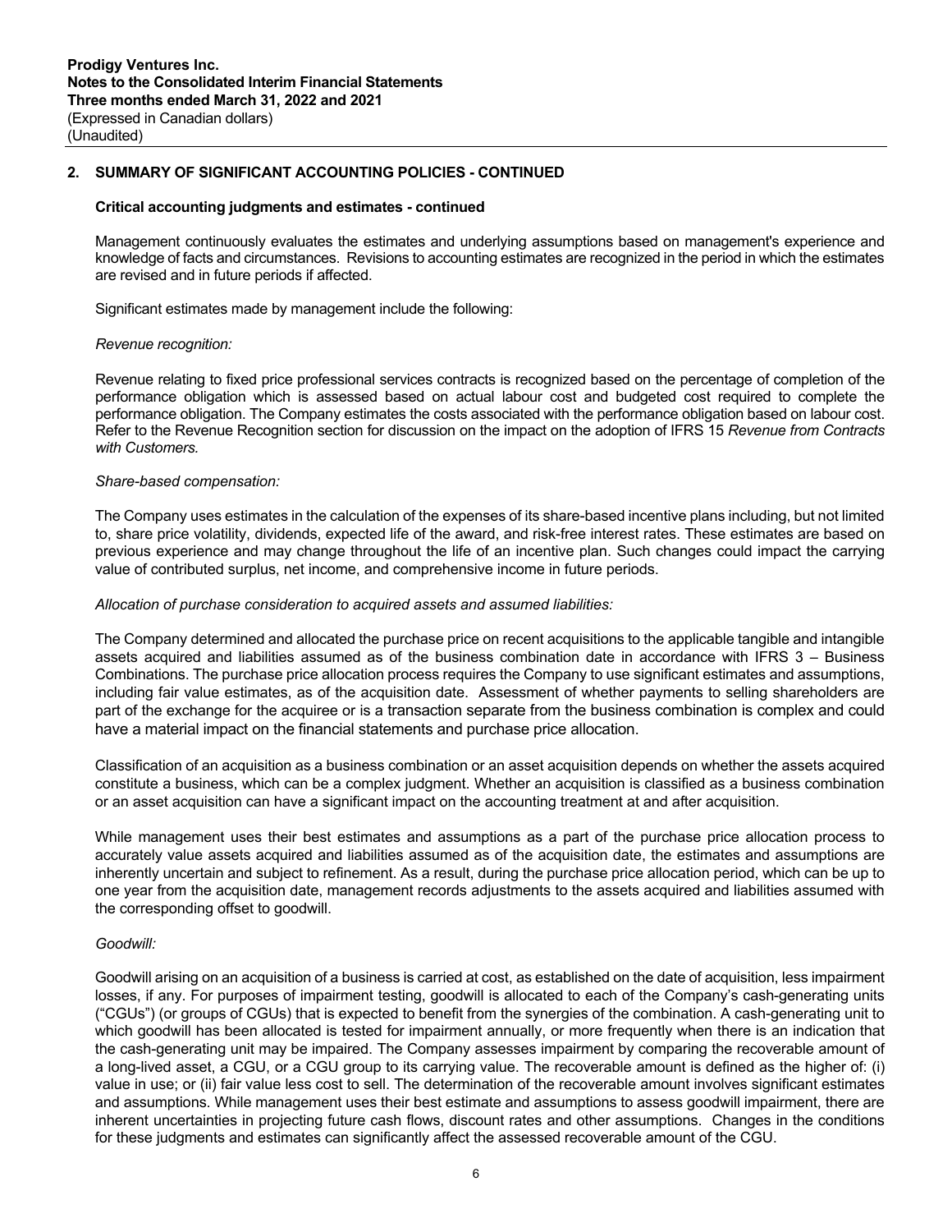## 2. SUMMARY OF SIGNIFICANT ACCOUNTING POLICIES - CONTINUED

### Critical accounting judgments and estimates - continued

Management continuously evaluates the estimates and underlying assumptions based on management's experience and knowledge of facts and circumstances. Revisions to accounting estimates are recognized in the period in which the estimates are revised and in future periods if affected.

Significant estimates made by management include the following:

*Revenue recognition:*

Revenue relating to fixed price professional services contracts is recognized based on the percentage of completion of the performance obligation which is assessed based on actual labour cost and budgeted cost required to complete the performance obligation. The Company estimates the costs associated with the performance obligation based on labour cost. Refer to the Revenue Recognition section for discussion on the impact on the adoption of IFRS 15 *Revenue from Contracts with Customers.*

*Share-based compensation:*

The Company uses estimates in the calculation of the expenses of its share-based incentive plans including, but not limited to, share price volatility, dividends, expected life of the award, and risk-free interest rates. These estimates are based on previous experience and may change throughout the life of an incentive plan. Such changes could impact the carrying value of contributed surplus, net income, and comprehensive income in future periods.

*Allocation of purchase consideration to acquired assets and assumed liabilities:*

The Company determined and allocated the purchase price on recent acquisitions to the applicable tangible and intangible assets acquired and liabilities assumed as of the business combination date in accordance with IFRS 3 – Business Combinations. The purchase price allocation process requires the Company to use significant estimates and assumptions, including fair value estimates, as of the acquisition date. Assessment of whether payments to selling shareholders are part of the exchange for the acquiree or is a transaction separate from the business combination is complex and could have a material impact on the financial statements and purchase price allocation.

Classification of an acquisition as a business combination or an asset acquisition depends on whether the assets acquired constitute a business, which can be a complex judgment. Whether an acquisition is classified as a business combination or an asset acquisition can have a significant impact on the accounting treatment at and after acquisition.

While management uses their best estimates and assumptions as a part of the purchase price allocation process to accurately value assets acquired and liabilities assumed as of the acquisition date, the estimates and assumptions are inherently uncertain and subject to refinement. As a result, during the purchase price allocation period, which can be up to one year from the acquisition date, management records adjustments to the assets acquired and liabilities assumed with the corresponding offset to goodwill.

*Goodwill:*

Goodwill arising on an acquisition of a business is carried at cost, as established on the date of acquisition, less impairment losses, if any. For purposes of impairment testing, goodwill is allocated to each of the Company's cash-generating units ("CGUs") (or groups of CGUs) that is expected to benefit from the synergies of the combination. A cash-generating unit to which goodwill has been allocated is tested for impairment annually, or more frequently when there is an indication that the cash-generating unit may be impaired. The Company assesses impairment by comparing the recoverable amount of a long-lived asset, a CGU, or a CGU group to its carrying value. The recoverable amount is defined as the higher of: (i) value in use; or (ii) fair value less cost to sell. The determination of the recoverable amount involves significant estimates and assumptions. While management uses their best estimate and assumptions to assess goodwill impairment, there are inherent uncertainties in projecting future cash flows, discount rates and other assumptions. Changes in the conditions for these judgments and estimates can significantly affect the assessed recoverable amount of the CGU.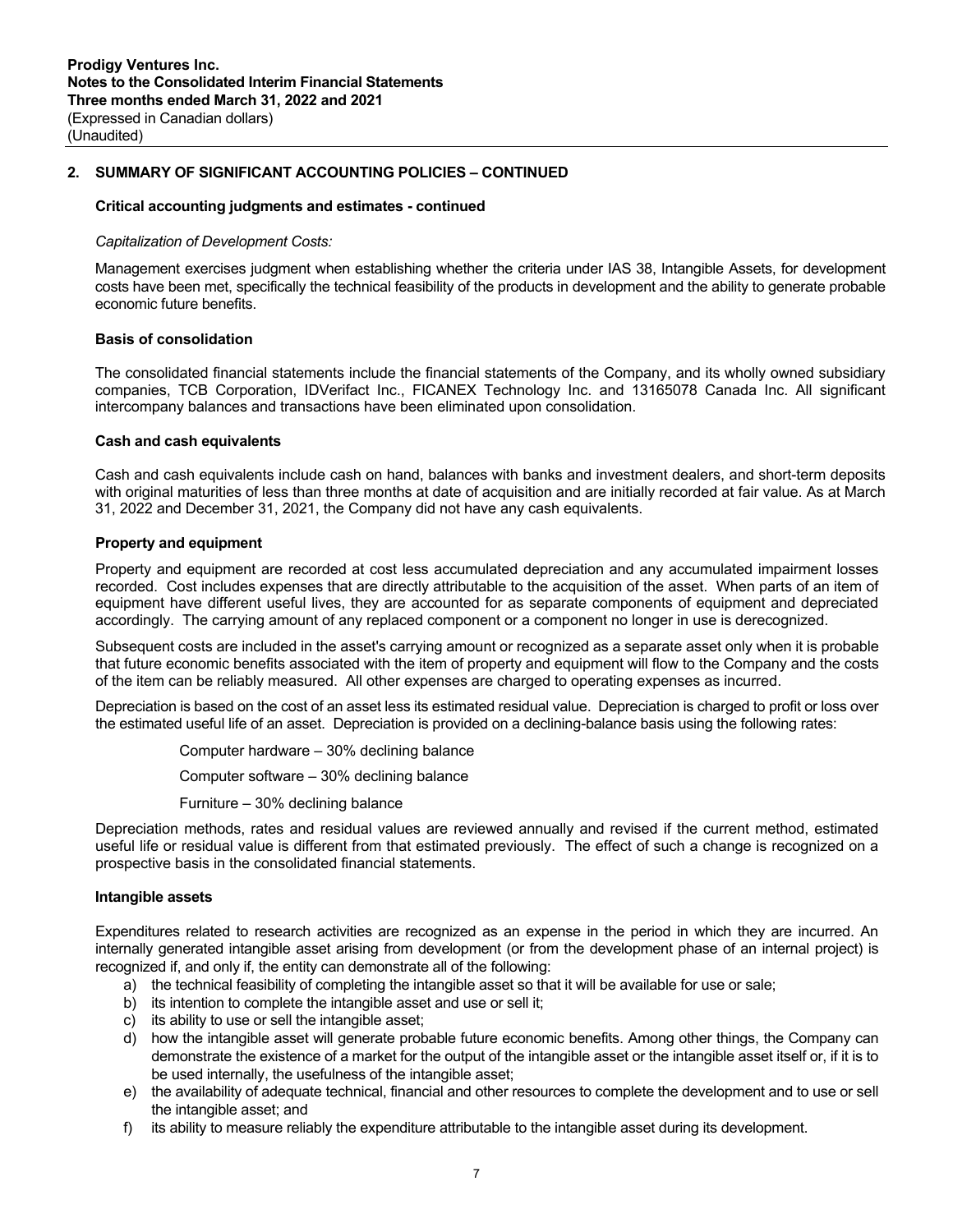## 2. SUMMARY OF SIGNIFICANT ACCOUNTING POLICIES – CONTINUED

### Critical accounting judgments and estimates - continued

*Capitalization of Development Costs:*

Management exercises judgment when establishing whether the criteria under IAS 38, Intangible Assets, for development costs have been met, specifically the technical feasibility of the products in development and the ability to generate probable economic future benefits.

### Basis of consolidation

The consolidated financial statements include the financial statements of the Company, and its wholly owned subsidiary companies, TCB Corporation, IDVerifact Inc., FICANEX Technology Inc. and 13165078 Canada Inc. All significant intercompany balances and transactions have been eliminated upon consolidation.

### Cash and cash equivalents

Cash and cash equivalents include cash on hand, balances with banks and investment dealers, and short-term deposits with original maturities of less than three months at date of acquisition and are initially recorded at fair value. As at March 31, 2022 and December 31, 2021, the Company did not have any cash equivalents.

### Property and equipment

Property and equipment are recorded at cost less accumulated depreciation and any accumulated impairment losses recorded. Cost includes expenses that are directly attributable to the acquisition of the asset. When parts of an item of equipment have different useful lives, they are accounted for as separate components of equipment and depreciated accordingly. The carrying amount of any replaced component or a component no longer in use is derecognized.

Subsequent costs are included in the asset's carrying amount or recognized as a separate asset only when it is probable that future economic benefits associated with the item of property and equipment will flow to the Company and the costs of the item can be reliably measured. All other expenses are charged to operating expenses as incurred.

Depreciation is based on the cost of an asset less its estimated residual value. Depreciation is charged to profit or loss over the estimated useful life of an asset. Depreciation is provided on a declining-balance basis using the following rates:

Computer hardware – 30% declining balance

Computer software – 30% declining balance

Furniture – 30% declining balance

Depreciation methods, rates and residual values are reviewed annually and revised if the current method, estimated useful life or residual value is different from that estimated previously. The effect of such a change is recognized on a prospective basis in the consolidated financial statements.

### Intangible assets

Expenditures related to research activities are recognized as an expense in the period in which they are incurred. An internally generated intangible asset arising from development (or from the development phase of an internal project) is recognized if, and only if, the entity can demonstrate all of the following:

a) the technical feasibility of completing the intangible asset so that it will be available for use or sale;
b) its intention to complete the intangible asset and use or sell it;
c) its ability to use or sell the intangible asset;
d) how the intangible asset will generate probable future economic benefits. Among other things, the Company can demonstrate the existence of a market for the output of the intangible asset or the intangible asset itself or, if it is to be used internally, the usefulness of the intangible asset;
e) the availability of adequate technical, financial and other resources to complete the development and to use or sell the intangible asset; and
f) its ability to measure reliably the expenditure attributable to the intangible asset during its development.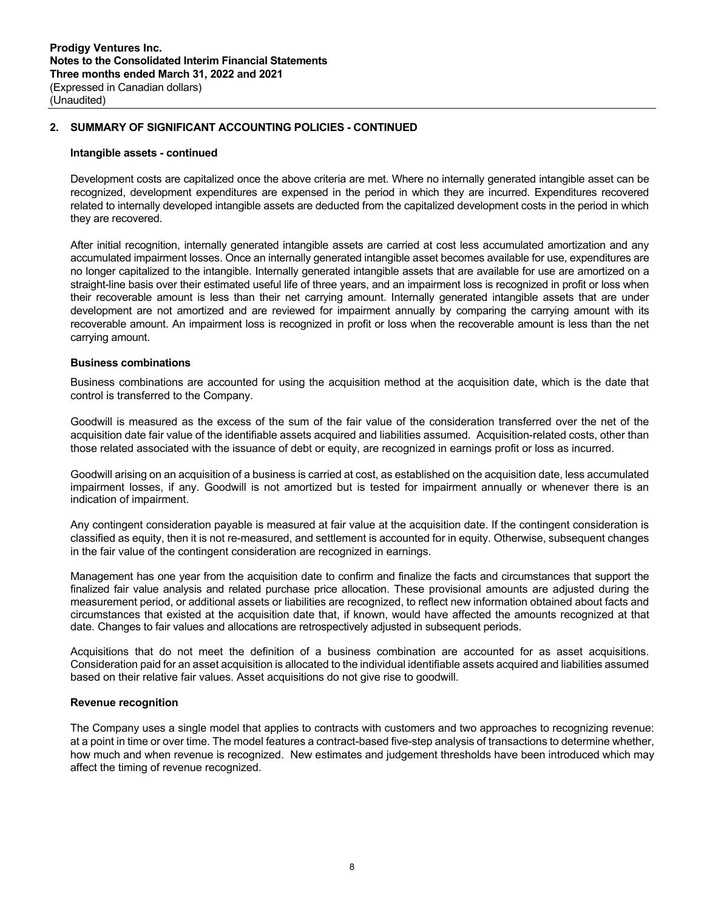## 2. SUMMARY OF SIGNIFICANT ACCOUNTING POLICIES - CONTINUED

### Intangible assets - continued

Development costs are capitalized once the above criteria are met. Where no internally generated intangible asset can be recognized, development expenditures are expensed in the period in which they are incurred. Expenditures recovered related to internally developed intangible assets are deducted from the capitalized development costs in the period in which they are recovered.

After initial recognition, internally generated intangible assets are carried at cost less accumulated amortization and any accumulated impairment losses. Once an internally generated intangible asset becomes available for use, expenditures are no longer capitalized to the intangible. Internally generated intangible assets that are available for use are amortized on a straight-line basis over their estimated useful life of three years, and an impairment loss is recognized in profit or loss when their recoverable amount is less than their net carrying amount. Internally generated intangible assets that are under development are not amortized and are reviewed for impairment annually by comparing the carrying amount with its recoverable amount. An impairment loss is recognized in profit or loss when the recoverable amount is less than the net carrying amount.

### Business combinations

Business combinations are accounted for using the acquisition method at the acquisition date, which is the date that control is transferred to the Company.

Goodwill is measured as the excess of the sum of the fair value of the consideration transferred over the net of the acquisition date fair value of the identifiable assets acquired and liabilities assumed. Acquisition-related costs, other than those related associated with the issuance of debt or equity, are recognized in earnings profit or loss as incurred.

Goodwill arising on an acquisition of a business is carried at cost, as established on the acquisition date, less accumulated impairment losses, if any. Goodwill is not amortized but is tested for impairment annually or whenever there is an indication of impairment.

Any contingent consideration payable is measured at fair value at the acquisition date. If the contingent consideration is classified as equity, then it is not re-measured, and settlement is accounted for in equity. Otherwise, subsequent changes in the fair value of the contingent consideration are recognized in earnings.

Management has one year from the acquisition date to confirm and finalize the facts and circumstances that support the finalized fair value analysis and related purchase price allocation. These provisional amounts are adjusted during the measurement period, or additional assets or liabilities are recognized, to reflect new information obtained about facts and circumstances that existed at the acquisition date that, if known, would have affected the amounts recognized at that date. Changes to fair values and allocations are retrospectively adjusted in subsequent periods.

Acquisitions that do not meet the definition of a business combination are accounted for as asset acquisitions. Consideration paid for an asset acquisition is allocated to the individual identifiable assets acquired and liabilities assumed based on their relative fair values. Asset acquisitions do not give rise to goodwill.

### Revenue recognition

The Company uses a single model that applies to contracts with customers and two approaches to recognizing revenue: at a point in time or over time. The model features a contract-based five-step analysis of transactions to determine whether, how much and when revenue is recognized. New estimates and judgement thresholds have been introduced which may affect the timing of revenue recognized.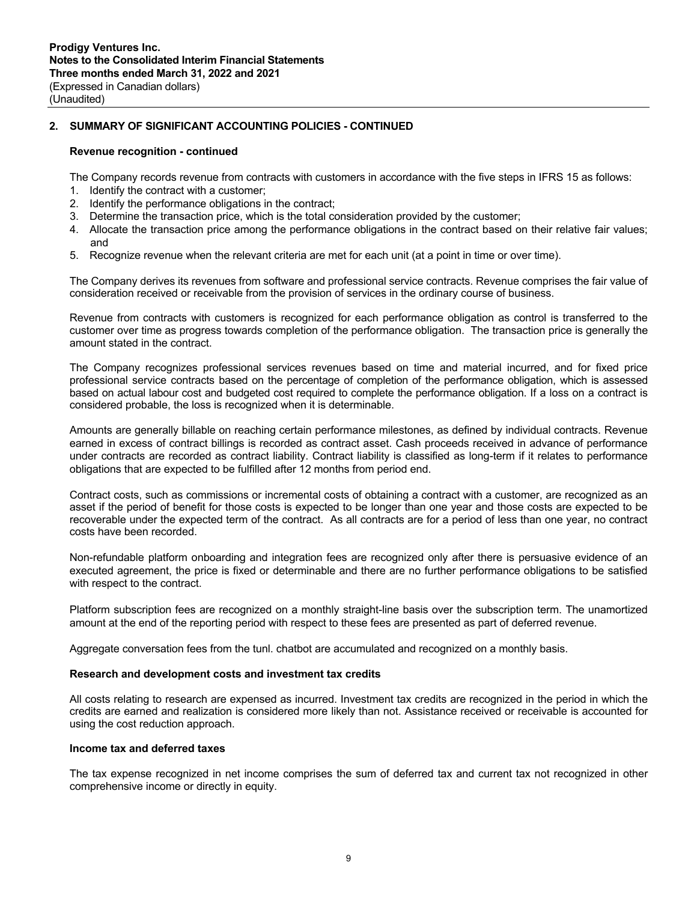## 2. SUMMARY OF SIGNIFICANT ACCOUNTING POLICIES - CONTINUED

### Revenue recognition - continued

The Company records revenue from contracts with customers in accordance with the five steps in IFRS 15 as follows:

1. Identify the contract with a customer;
2. Identify the performance obligations in the contract;
3. Determine the transaction price, which is the total consideration provided by the customer;
4. Allocate the transaction price among the performance obligations in the contract based on their relative fair values; and
5. Recognize revenue when the relevant criteria are met for each unit (at a point in time or over time).

The Company derives its revenues from software and professional service contracts. Revenue comprises the fair value of consideration received or receivable from the provision of services in the ordinary course of business.

Revenue from contracts with customers is recognized for each performance obligation as control is transferred to the customer over time as progress towards completion of the performance obligation. The transaction price is generally the amount stated in the contract.

The Company recognizes professional services revenues based on time and material incurred, and for fixed price professional service contracts based on the percentage of completion of the performance obligation, which is assessed based on actual labour cost and budgeted cost required to complete the performance obligation. If a loss on a contract is considered probable, the loss is recognized when it is determinable.

Amounts are generally billable on reaching certain performance milestones, as defined by individual contracts. Revenue earned in excess of contract billings is recorded as contract asset. Cash proceeds received in advance of performance under contracts are recorded as contract liability. Contract liability is classified as long-term if it relates to performance obligations that are expected to be fulfilled after 12 months from period end.

Contract costs, such as commissions or incremental costs of obtaining a contract with a customer, are recognized as an asset if the period of benefit for those costs is expected to be longer than one year and those costs are expected to be recoverable under the expected term of the contract. As all contracts are for a period of less than one year, no contract costs have been recorded.

Non-refundable platform onboarding and integration fees are recognized only after there is persuasive evidence of an executed agreement, the price is fixed or determinable and there are no further performance obligations to be satisfied with respect to the contract.

Platform subscription fees are recognized on a monthly straight-line basis over the subscription term. The unamortized amount at the end of the reporting period with respect to these fees are presented as part of deferred revenue.

Aggregate conversation fees from the tunl. chatbot are accumulated and recognized on a monthly basis.

### Research and development costs and investment tax credits

All costs relating to research are expensed as incurred. Investment tax credits are recognized in the period in which the credits are earned and realization is considered more likely than not. Assistance received or receivable is accounted for using the cost reduction approach.

### Income tax and deferred taxes

The tax expense recognized in net income comprises the sum of deferred tax and current tax not recognized in other comprehensive income or directly in equity.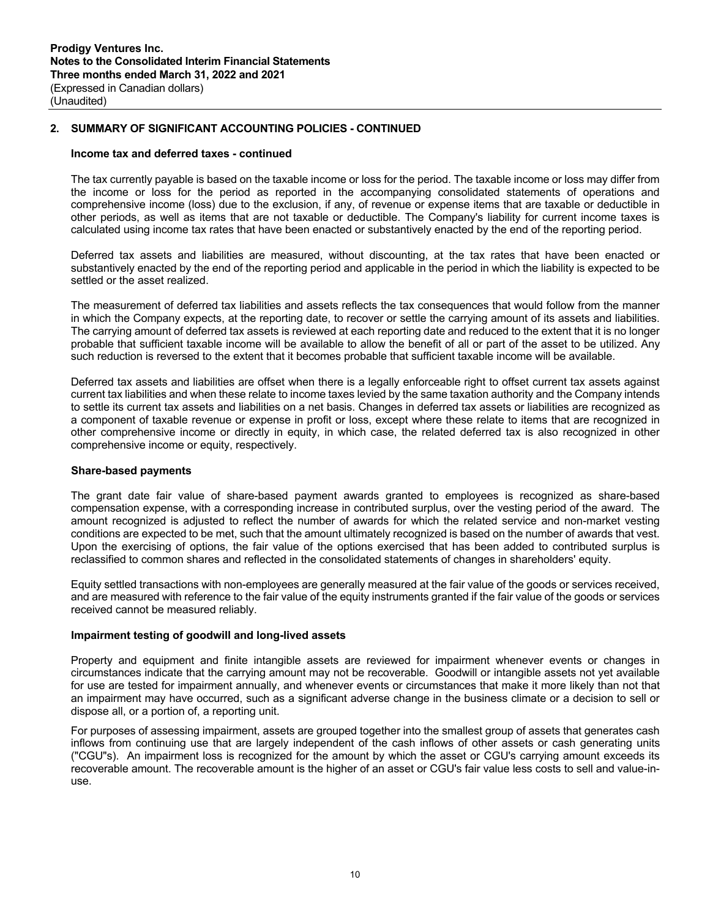## 2. SUMMARY OF SIGNIFICANT ACCOUNTING POLICIES - CONTINUED

### Income tax and deferred taxes - continued

The tax currently payable is based on the taxable income or loss for the period. The taxable income or loss may differ from the income or loss for the period as reported in the accompanying consolidated statements of operations and comprehensive income (loss) due to the exclusion, if any, of revenue or expense items that are taxable or deductible in other periods, as well as items that are not taxable or deductible. The Company's liability for current income taxes is calculated using income tax rates that have been enacted or substantively enacted by the end of the reporting period.

Deferred tax assets and liabilities are measured, without discounting, at the tax rates that have been enacted or substantively enacted by the end of the reporting period and applicable in the period in which the liability is expected to be settled or the asset realized.

The measurement of deferred tax liabilities and assets reflects the tax consequences that would follow from the manner in which the Company expects, at the reporting date, to recover or settle the carrying amount of its assets and liabilities. The carrying amount of deferred tax assets is reviewed at each reporting date and reduced to the extent that it is no longer probable that sufficient taxable income will be available to allow the benefit of all or part of the asset to be utilized. Any such reduction is reversed to the extent that it becomes probable that sufficient taxable income will be available.

Deferred tax assets and liabilities are offset when there is a legally enforceable right to offset current tax assets against current tax liabilities and when these relate to income taxes levied by the same taxation authority and the Company intends to settle its current tax assets and liabilities on a net basis. Changes in deferred tax assets or liabilities are recognized as a component of taxable revenue or expense in profit or loss, except where these relate to items that are recognized in other comprehensive income or directly in equity, in which case, the related deferred tax is also recognized in other comprehensive income or equity, respectively.

### Share-based payments

The grant date fair value of share-based payment awards granted to employees is recognized as share-based compensation expense, with a corresponding increase in contributed surplus, over the vesting period of the award. The amount recognized is adjusted to reflect the number of awards for which the related service and non-market vesting conditions are expected to be met, such that the amount ultimately recognized is based on the number of awards that vest. Upon the exercising of options, the fair value of the options exercised that has been added to contributed surplus is reclassified to common shares and reflected in the consolidated statements of changes in shareholders' equity.

Equity settled transactions with non-employees are generally measured at the fair value of the goods or services received, and are measured with reference to the fair value of the equity instruments granted if the fair value of the goods or services received cannot be measured reliably.

### Impairment testing of goodwill and long-lived assets

Property and equipment and finite intangible assets are reviewed for impairment whenever events or changes in circumstances indicate that the carrying amount may not be recoverable. Goodwill or intangible assets not yet available for use are tested for impairment annually, and whenever events or circumstances that make it more likely than not that an impairment may have occurred, such as a significant adverse change in the business climate or a decision to sell or dispose all, or a portion of, a reporting unit.

For purposes of assessing impairment, assets are grouped together into the smallest group of assets that generates cash inflows from continuing use that are largely independent of the cash inflows of other assets or cash generating units ("CGU"s). An impairment loss is recognized for the amount by which the asset or CGU's carrying amount exceeds its recoverable amount. The recoverable amount is the higher of an asset or CGU's fair value less costs to sell and value-in-use.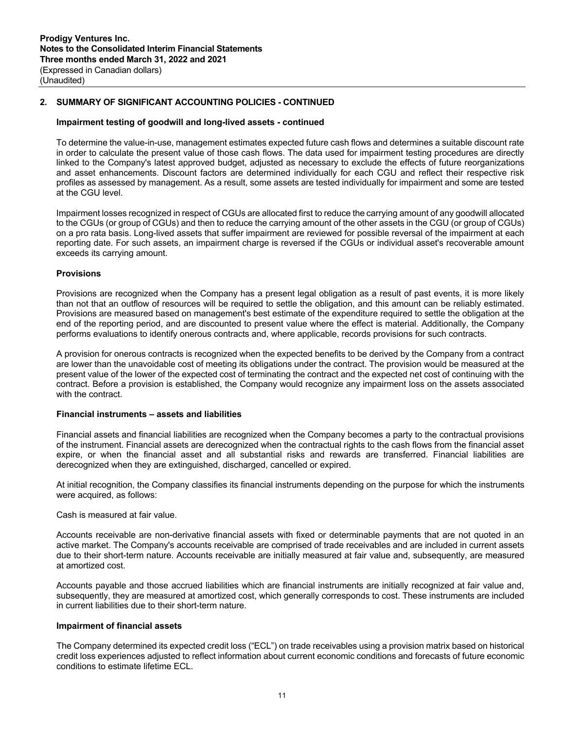## 2. SUMMARY OF SIGNIFICANT ACCOUNTING POLICIES - CONTINUED

### Impairment testing of goodwill and long-lived assets - continued

To determine the value-in-use, management estimates expected future cash flows and determines a suitable discount rate in order to calculate the present value of those cash flows. The data used for impairment testing procedures are directly linked to the Company's latest approved budget, adjusted as necessary to exclude the effects of future reorganizations and asset enhancements. Discount factors are determined individually for each CGU and reflect their respective risk profiles as assessed by management. As a result, some assets are tested individually for impairment and some are tested at the CGU level.

Impairment losses recognized in respect of CGUs are allocated first to reduce the carrying amount of any goodwill allocated to the CGUs (or group of CGUs) and then to reduce the carrying amount of the other assets in the CGU (or group of CGUs) on a pro rata basis. Long-lived assets that suffer impairment are reviewed for possible reversal of the impairment at each reporting date. For such assets, an impairment charge is reversed if the CGUs or individual asset's recoverable amount exceeds its carrying amount.

### Provisions

Provisions are recognized when the Company has a present legal obligation as a result of past events, it is more likely than not that an outflow of resources will be required to settle the obligation, and this amount can be reliably estimated. Provisions are measured based on management's best estimate of the expenditure required to settle the obligation at the end of the reporting period, and are discounted to present value where the effect is material. Additionally, the Company performs evaluations to identify onerous contracts and, where applicable, records provisions for such contracts.

A provision for onerous contracts is recognized when the expected benefits to be derived by the Company from a contract are lower than the unavoidable cost of meeting its obligations under the contract. The provision would be measured at the present value of the lower of the expected cost of terminating the contract and the expected net cost of continuing with the contract. Before a provision is established, the Company would recognize any impairment loss on the assets associated with the contract.

### Financial instruments – assets and liabilities

Financial assets and financial liabilities are recognized when the Company becomes a party to the contractual provisions of the instrument. Financial assets are derecognized when the contractual rights to the cash flows from the financial asset expire, or when the financial asset and all substantial risks and rewards are transferred. Financial liabilities are derecognized when they are extinguished, discharged, cancelled or expired.

At initial recognition, the Company classifies its financial instruments depending on the purpose for which the instruments were acquired, as follows:

Cash is measured at fair value.

Accounts receivable are non-derivative financial assets with fixed or determinable payments that are not quoted in an active market. The Company's accounts receivable are comprised of trade receivables and are included in current assets due to their short-term nature. Accounts receivable are initially measured at fair value and, subsequently, are measured at amortized cost.

Accounts payable and those accrued liabilities which are financial instruments are initially recognized at fair value and, subsequently, they are measured at amortized cost, which generally corresponds to cost. These instruments are included in current liabilities due to their short-term nature.

### Impairment of financial assets

The Company determined its expected credit loss ("ECL") on trade receivables using a provision matrix based on historical credit loss experiences adjusted to reflect information about current economic conditions and forecasts of future economic conditions to estimate lifetime ECL.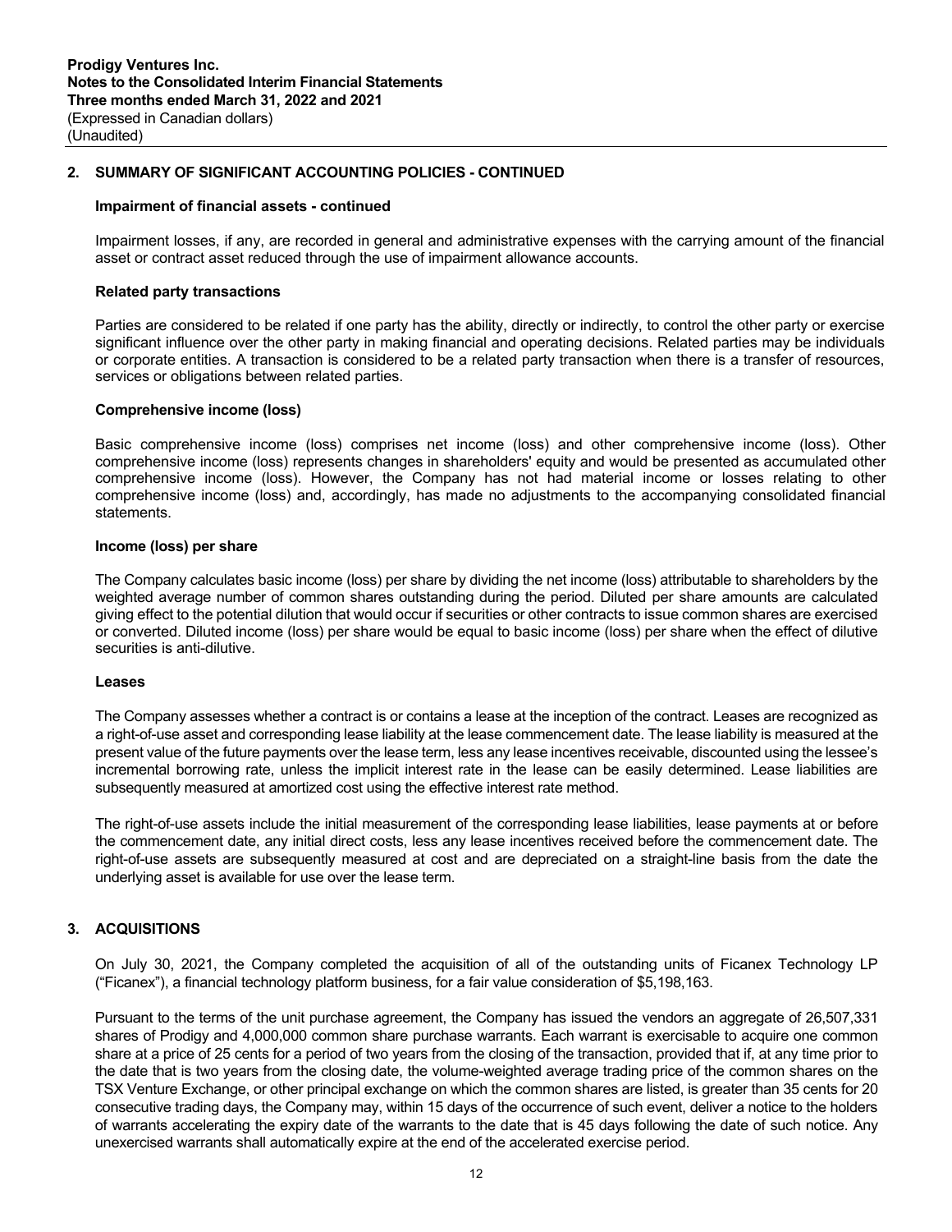## 2. SUMMARY OF SIGNIFICANT ACCOUNTING POLICIES - CONTINUED

### Impairment of financial assets - continued

Impairment losses, if any, are recorded in general and administrative expenses with the carrying amount of the financial asset or contract asset reduced through the use of impairment allowance accounts.

### Related party transactions

Parties are considered to be related if one party has the ability, directly or indirectly, to control the other party or exercise significant influence over the other party in making financial and operating decisions. Related parties may be individuals or corporate entities. A transaction is considered to be a related party transaction when there is a transfer of resources, services or obligations between related parties.

### Comprehensive income (loss)

Basic comprehensive income (loss) comprises net income (loss) and other comprehensive income (loss). Other comprehensive income (loss) represents changes in shareholders' equity and would be presented as accumulated other comprehensive income (loss). However, the Company has not had material income or losses relating to other comprehensive income (loss) and, accordingly, has made no adjustments to the accompanying consolidated financial statements.

### Income (loss) per share

The Company calculates basic income (loss) per share by dividing the net income (loss) attributable to shareholders by the weighted average number of common shares outstanding during the period. Diluted per share amounts are calculated giving effect to the potential dilution that would occur if securities or other contracts to issue common shares are exercised or converted. Diluted income (loss) per share would be equal to basic income (loss) per share when the effect of dilutive securities is anti-dilutive.

### Leases

The Company assesses whether a contract is or contains a lease at the inception of the contract. Leases are recognized as a right-of-use asset and corresponding lease liability at the lease commencement date. The lease liability is measured at the present value of the future payments over the lease term, less any lease incentives receivable, discounted using the lessee's incremental borrowing rate, unless the implicit interest rate in the lease can be easily determined. Lease liabilities are subsequently measured at amortized cost using the effective interest rate method.

The right-of-use assets include the initial measurement of the corresponding lease liabilities, lease payments at or before the commencement date, any initial direct costs, less any lease incentives received before the commencement date. The right-of-use assets are subsequently measured at cost and are depreciated on a straight-line basis from the date the underlying asset is available for use over the lease term.

## 3. ACQUISITIONS

On July 30, 2021, the Company completed the acquisition of all of the outstanding units of Ficanex Technology LP ("Ficanex"), a financial technology platform business, for a fair value consideration of $5,198,163.

Pursuant to the terms of the unit purchase agreement, the Company has issued the vendors an aggregate of 26,507,331 shares of Prodigy and 4,000,000 common share purchase warrants. Each warrant is exercisable to acquire one common share at a price of 25 cents for a period of two years from the closing of the transaction, provided that if, at any time prior to the date that is two years from the closing date, the volume-weighted average trading price of the common shares on the TSX Venture Exchange, or other principal exchange on which the common shares are listed, is greater than 35 cents for 20 consecutive trading days, the Company may, within 15 days of the occurrence of such event, deliver a notice to the holders of warrants accelerating the expiry date of the warrants to the date that is 45 days following the date of such notice. Any unexercised warrants shall automatically expire at the end of the accelerated exercise period.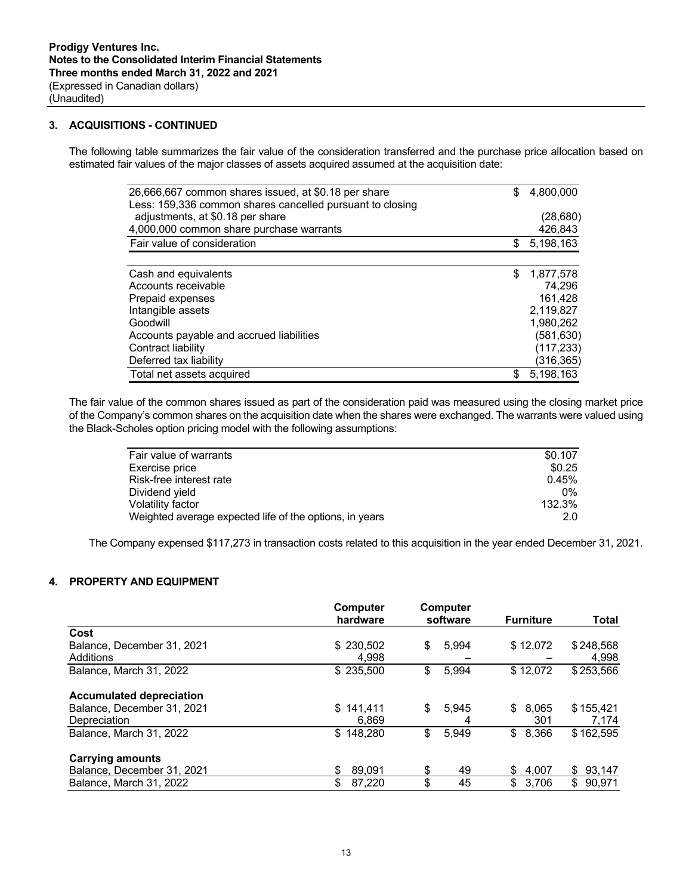## 3. ACQUISITIONS - CONTINUED

The following table summarizes the fair value of the consideration transferred and the purchase price allocation based on estimated fair values of the major classes of assets acquired assumed at the acquisition date:

| | |
|---|---|
| 26,666,667 common shares issued, at $0.18 per share | $ 4,800,000 |
| Less: 159,336 common shares cancelled pursuant to closing adjustments, at $0.18 per share | (28,680) |
| 4,000,000 common share purchase warrants | 426,843 |
| Fair value of consideration | $ 5,198,163 |
| | |
| Cash and equivalents | $ 1,877,578 |
| Accounts receivable | 74,296 |
| Prepaid expenses | 161,428 |
| Intangible assets | 2,119,827 |
| Goodwill | 1,980,262 |
| Accounts payable and accrued liabilities | (581,630) |
| Contract liability | (117,233) |
| Deferred tax liability | (316,365) |
| Total net assets acquired | $ 5,198,163 |

The fair value of the common shares issued as part of the consideration paid was measured using the closing market price of the Company's common shares on the acquisition date when the shares were exchanged. The warrants were valued using the Black-Scholes option pricing model with the following assumptions:

| | |
|---|---|
| Fair value of warrants | $0.107 |
| Exercise price | $0.25 |
| Risk-free interest rate | 0.45% |
| Dividend yield | 0% |
| Volatility factor | 132.3% |
| Weighted average expected life of the options, in years | 2.0 |

The Company expensed $117,273 in transaction costs related to this acquisition in the year ended December 31, 2021.

## 4. PROPERTY AND EQUIPMENT

| | Computer hardware | Computer software | Furniture | Total |
|---|---|---|---|---|
| **Cost** | | | | |
| Balance, December 31, 2021 | $ 230,502 | $ 5,994 | $ 12,072 | $ 248,568 |
| Additions | 4,998 | – | – | 4,998 |
| Balance, March 31, 2022 | $ 235,500 | $ 5,994 | $ 12,072 | $ 253,566 |
| **Accumulated depreciation** | | | | |
| Balance, December 31, 2021 | $ 141,411 | $ 5,945 | $ 8,065 | $ 155,421 |
| Depreciation | 6,869 | 4 | 301 | 7,174 |
| Balance, March 31, 2022 | $ 148,280 | $ 5,949 | $ 8,366 | $ 162,595 |
| **Carrying amounts** | | | | |
| Balance, December 31, 2021 | $ 89,091 | $ 49 | $ 4,007 | $ 93,147 |
| Balance, March 31, 2022 | $ 87,220 | $ 45 | $ 3,706 | $ 90,971 |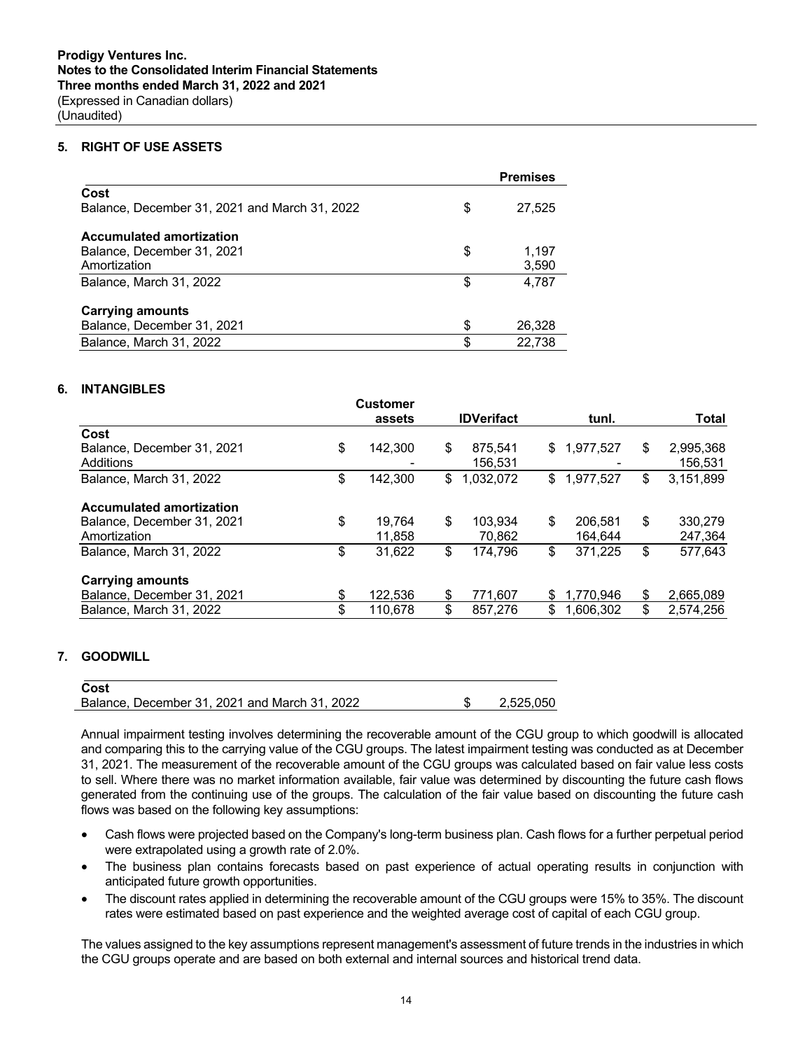## 5. RIGHT OF USE ASSETS

| | Premises |
|---|---|
| **Cost** | |
| Balance, December 31, 2021 and March 31, 2022 | $ 27,525 |
| **Accumulated amortization** | |
| Balance, December 31, 2021 | $ 1,197 |
| Amortization | 3,590 |
| Balance, March 31, 2022 | $ 4,787 |
| **Carrying amounts** | |
| Balance, December 31, 2021 | $ 26,328 |
| Balance, March 31, 2022 | $ 22,738 |

## 6. INTANGIBLES

| | Customer assets | IDVerifact | tunl. | Total |
|---|---|---|---|---|
| **Cost** | | | | |
| Balance, December 31, 2021 | $ 142,300 | $ 875,541 | $ 1,977,527 | $ 2,995,368 |
| Additions | - | 156,531 | - | 156,531 |
| Balance, March 31, 2022 | $ 142,300 | $ 1,032,072 | $ 1,977,527 | $ 3,151,899 |
| **Accumulated amortization** | | | | |
| Balance, December 31, 2021 | $ 19,764 | $ 103,934 | $ 206,581 | $ 330,279 |
| Amortization | 11,858 | 70,862 | 164,644 | 247,364 |
| Balance, March 31, 2022 | $ 31,622 | $ 174,796 | $ 371,225 | $ 577,643 |
| **Carrying amounts** | | | | |
| Balance, December 31, 2021 | $ 122,536 | $ 771,607 | $ 1,770,946 | $ 2,665,089 |
| Balance, March 31, 2022 | $ 110,678 | $ 857,276 | $ 1,606,302 | $ 2,574,256 |

## 7. GOODWILL

| **Cost** | |
|---|---|
| Balance, December 31, 2021 and March 31, 2022 | $ 2,525,050 |

Annual impairment testing involves determining the recoverable amount of the CGU group to which goodwill is allocated and comparing this to the carrying value of the CGU groups. The latest impairment testing was conducted as at December 31, 2021. The measurement of the recoverable amount of the CGU groups was calculated based on fair value less costs to sell. Where there was no market information available, fair value was determined by discounting the future cash flows generated from the continuing use of the groups. The calculation of the fair value based on discounting the future cash flows was based on the following key assumptions:

- Cash flows were projected based on the Company's long-term business plan. Cash flows for a further perpetual period were extrapolated using a growth rate of 2.0%.
- The business plan contains forecasts based on past experience of actual operating results in conjunction with anticipated future growth opportunities.
- The discount rates applied in determining the recoverable amount of the CGU groups were 15% to 35%. The discount rates were estimated based on past experience and the weighted average cost of capital of each CGU group.

The values assigned to the key assumptions represent management's assessment of future trends in the industries in which the CGU groups operate and are based on both external and internal sources and historical trend data.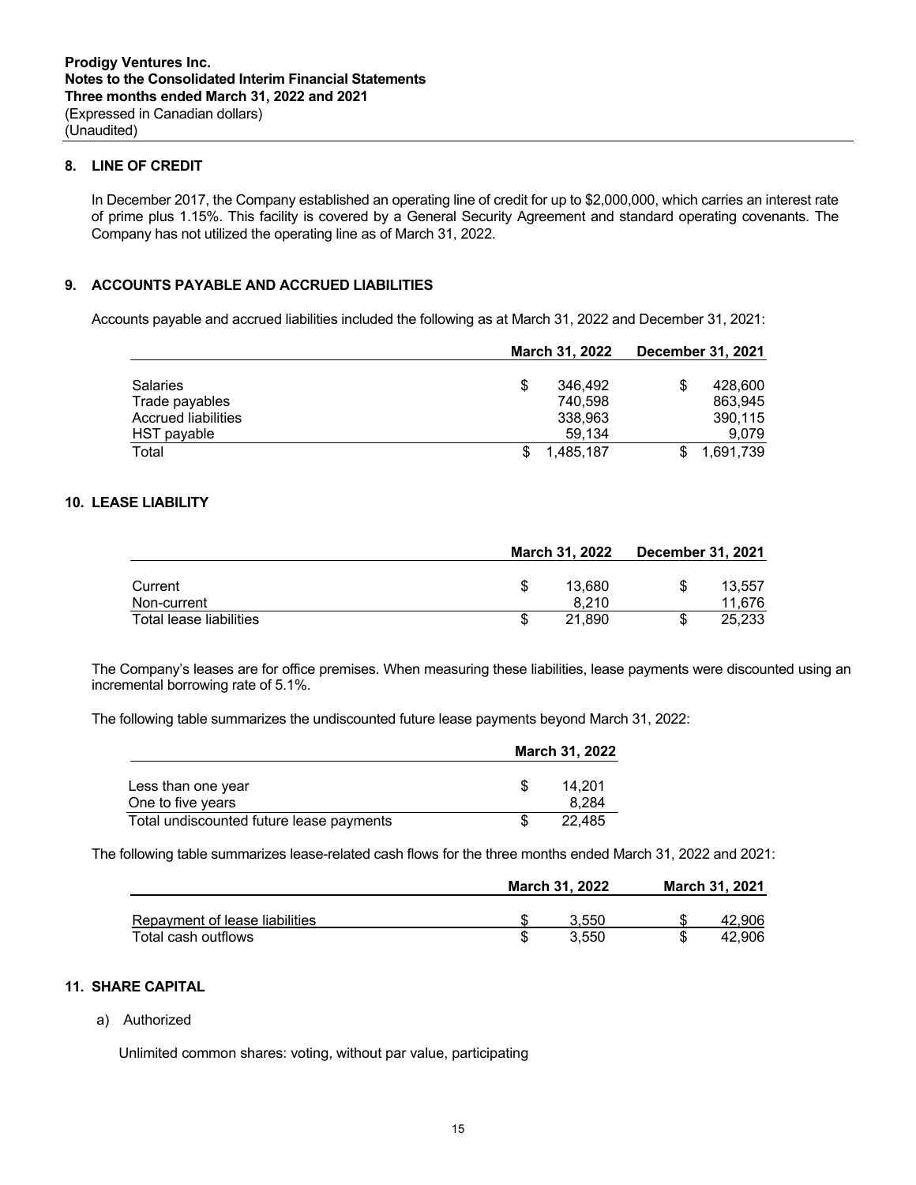## 8. LINE OF CREDIT

In December 2017, the Company established an operating line of credit for up to $2,000,000, which carries an interest rate of prime plus 1.15%. This facility is covered by a General Security Agreement and standard operating covenants. The Company has not utilized the operating line as of March 31, 2022.

## 9. ACCOUNTS PAYABLE AND ACCRUED LIABILITIES

Accounts payable and accrued liabilities included the following as at March 31, 2022 and December 31, 2021:

| | March 31, 2022 | December 31, 2021 |
|---|---|---|
| Salaries | $ 346,492 | $ 428,600 |
| Trade payables | 740,598 | 863,945 |
| Accrued liabilities | 338,963 | 390,115 |
| HST payable | 59,134 | 9,079 |
| Total | $ 1,485,187 | $ 1,691,739 |

## 10. LEASE LIABILITY

| | March 31, 2022 | December 31, 2021 |
|---|---|---|
| Current | $ 13,680 | $ 13,557 |
| Non-current | 8,210 | 11,676 |
| Total lease liabilities | $ 21,890 | $ 25,233 |

The Company's leases are for office premises. When measuring these liabilities, lease payments were discounted using an incremental borrowing rate of 5.1%.

The following table summarizes the undiscounted future lease payments beyond March 31, 2022:

| | March 31, 2022 |
|---|---|
| Less than one year | $ 14,201 |
| One to five years | 8,284 |
| Total undiscounted future lease payments | $ 22,485 |

The following table summarizes lease-related cash flows for the three months ended March 31, 2022 and 2021:

| | March 31, 2022 | March 31, 2021 |
|---|---|---|
| Repayment of lease liabilities | $ 3,550 | $ 42,906 |
| Total cash outflows | $ 3,550 | $ 42,906 |

## 11. SHARE CAPITAL

a) Authorized

Unlimited common shares: voting, without par value, participating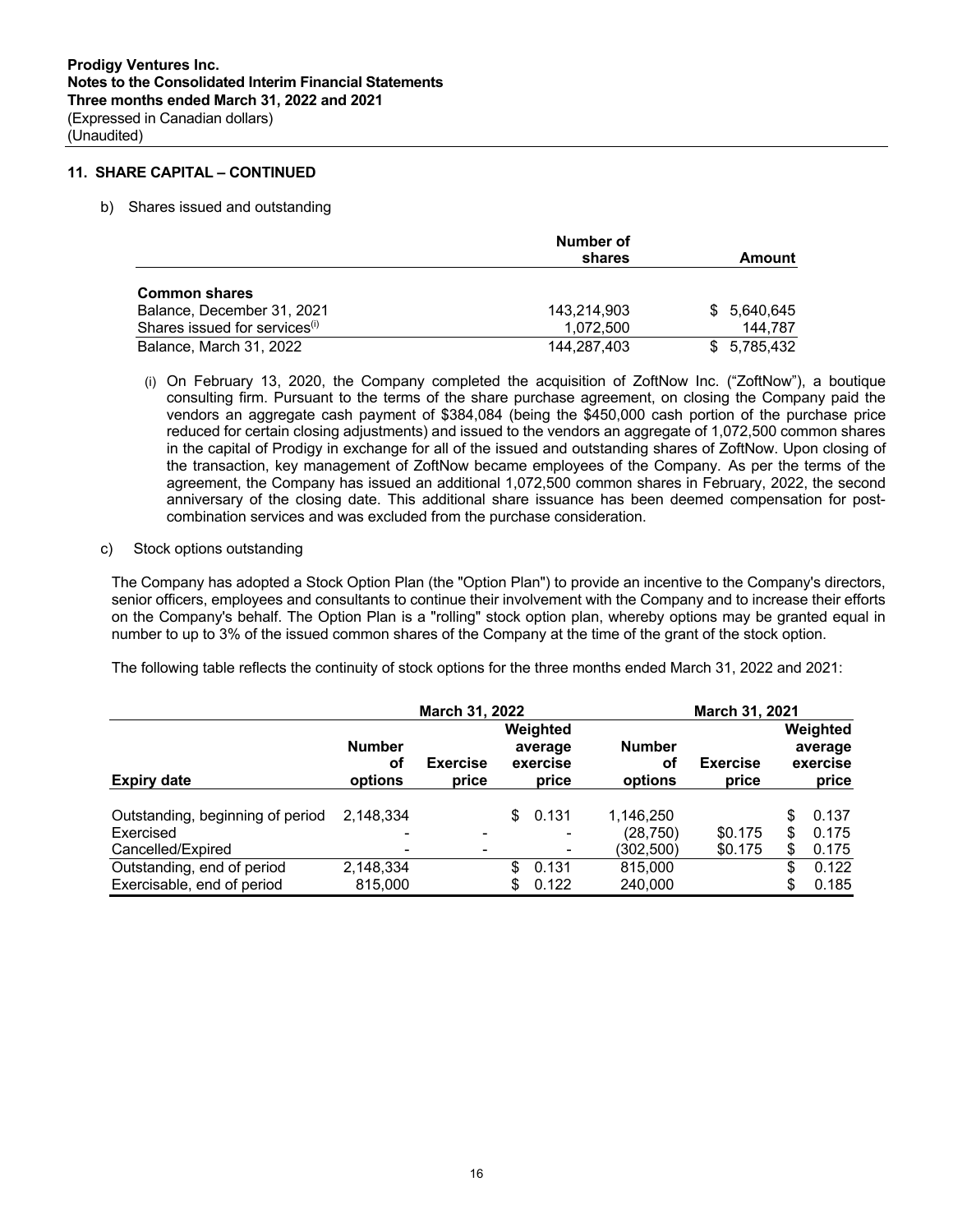## 11. SHARE CAPITAL – CONTINUED

b) Shares issued and outstanding

| | Number of shares | Amount |
|---|---|---|
| **Common shares** | | |
| Balance, December 31, 2021 | 143,214,903 | $ 5,640,645 |
| Shares issued for services[(i)] | 1,072,500 | 144,787 |
| Balance, March 31, 2022 | 144,287,403 | $ 5,785,432 |

(i) On February 13, 2020, the Company completed the acquisition of ZoftNow Inc. ("ZoftNow"), a boutique consulting firm. Pursuant to the terms of the share purchase agreement, on closing the Company paid the vendors an aggregate cash payment of $384,084 (being the $450,000 cash portion of the purchase price reduced for certain closing adjustments) and issued to the vendors an aggregate of 1,072,500 common shares in the capital of Prodigy in exchange for all of the issued and outstanding shares of ZoftNow. Upon closing of the transaction, key management of ZoftNow became employees of the Company. As per the terms of the agreement, the Company has issued an additional 1,072,500 common shares in February, 2022, the second anniversary of the closing date. This additional share issuance has been deemed compensation for post-combination services and was excluded from the purchase consideration.

c) Stock options outstanding

The Company has adopted a Stock Option Plan (the "Option Plan") to provide an incentive to the Company's directors, senior officers, employees and consultants to continue their involvement with the Company and to increase their efforts on the Company's behalf. The Option Plan is a "rolling" stock option plan, whereby options may be granted equal in number to up to 3% of the issued common shares of the Company at the time of the grant of the stock option.

The following table reflects the continuity of stock options for the three months ended March 31, 2022 and 2021:

| | March 31, 2022 | | | March 31, 2021 | | |
|---|---|---|---|---|---|---|
| **Expiry date** | **Number of options** | **Exercise price** | **Weighted average exercise price** | **Number of options** | **Exercise price** | **Weighted average exercise price** |
| Outstanding, beginning of period | 2,148,334 | | $ 0.131 | 1,146,250 | | $ 0.137 |
| Exercised | - | - | - | (28,750) | $0.175 | $ 0.175 |
| Cancelled/Expired | - | - | - | (302,500) | $0.175 | $ 0.175 |
| Outstanding, end of period | 2,148,334 | | $ 0.131 | 815,000 | | $ 0.122 |
| Exercisable, end of period | 815,000 | | $ 0.122 | 240,000 | | $ 0.185 |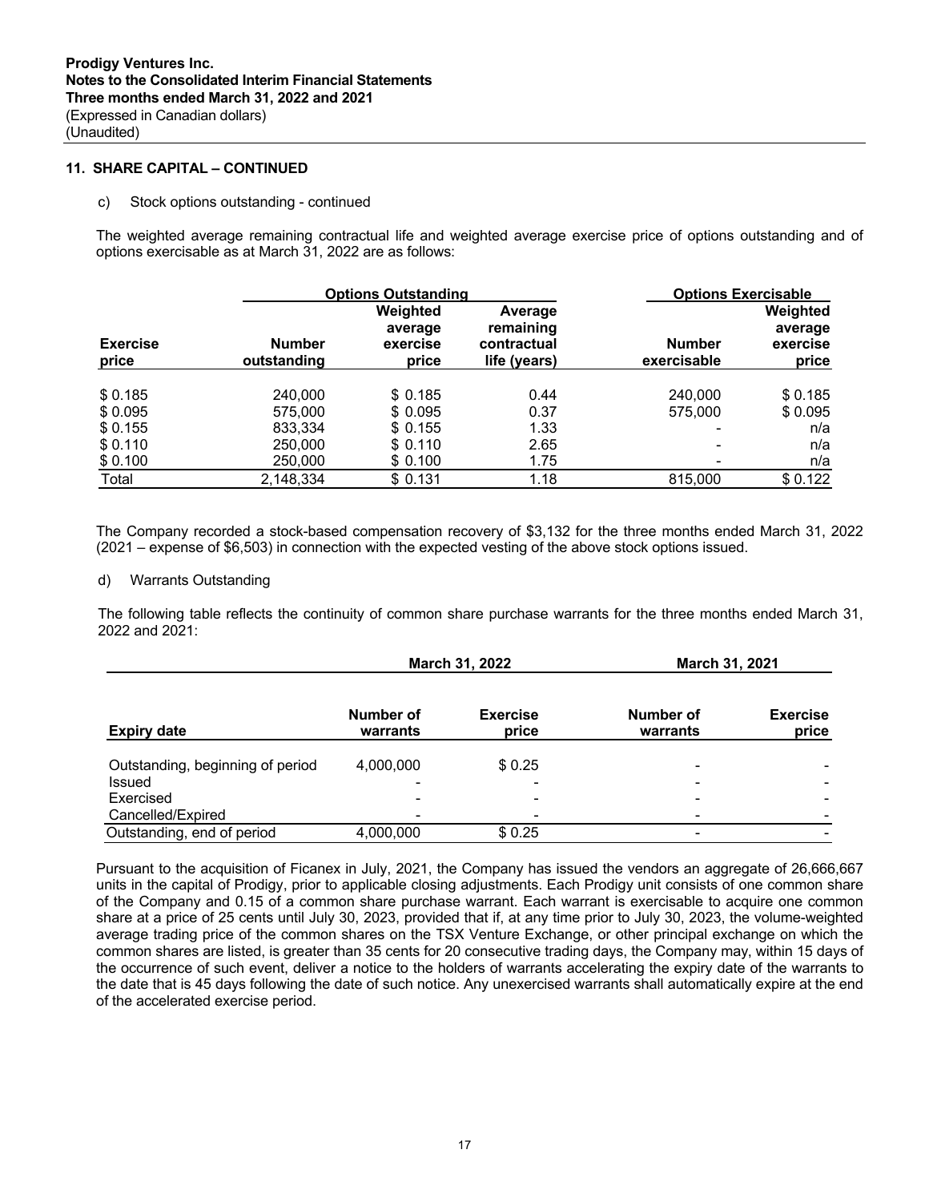**11. SHARE CAPITAL – CONTINUED**

c) Stock options outstanding - continued

The weighted average remaining contractual life and weighted average exercise price of options outstanding and of options exercisable as at March 31, 2022 are as follows:

| | Options Outstanding | | | Options Exercisable | |
|---|---|---|---|---|---|
| Exercise price | Number outstanding | Weighted average exercise price | Average remaining contractual life (years) | Number exercisable | Weighted average exercise price |
| $ 0.185 | 240,000 | $ 0.185 | 0.44 | 240,000 | $ 0.185 |
| $ 0.095 | 575,000 | $ 0.095 | 0.37 | 575,000 | $ 0.095 |
| $ 0.155 | 833,334 | $ 0.155 | 1.33 | - | n/a |
| $ 0.110 | 250,000 | $ 0.110 | 2.65 | - | n/a |
| $ 0.100 | 250,000 | $ 0.100 | 1.75 | - | n/a |
| Total | 2,148,334 | $ 0.131 | 1.18 | 815,000 | $ 0.122 |

The Company recorded a stock-based compensation recovery of $3,132 for the three months ended March 31, 2022 (2021 – expense of $6,503) in connection with the expected vesting of the above stock options issued.

d) Warrants Outstanding

The following table reflects the continuity of common share purchase warrants for the three months ended March 31, 2022 and 2021:

| | March 31, 2022 | | March 31, 2021 | |
|---|---|---|---|---|
| Expiry date | Number of warrants | Exercise price | Number of warrants | Exercise price |
| Outstanding, beginning of period | 4,000,000 | $ 0.25 | - | - |
| Issued | - | - | - | - |
| Exercised | - | - | - | - |
| Cancelled/Expired | - | - | - | - |
| Outstanding, end of period | 4,000,000 | $ 0.25 | - | - |

Pursuant to the acquisition of Ficanex in July, 2021, the Company has issued the vendors an aggregate of 26,666,667 units in the capital of Prodigy, prior to applicable closing adjustments. Each Prodigy unit consists of one common share of the Company and 0.15 of a common share purchase warrant. Each warrant is exercisable to acquire one common share at a price of 25 cents until July 30, 2023, provided that if, at any time prior to July 30, 2023, the volume-weighted average trading price of the common shares on the TSX Venture Exchange, or other principal exchange on which the common shares are listed, is greater than 35 cents for 20 consecutive trading days, the Company may, within 15 days of the occurrence of such event, deliver a notice to the holders of warrants accelerating the expiry date of the warrants to the date that is 45 days following the date of such notice. Any unexercised warrants shall automatically expire at the end of the accelerated exercise period.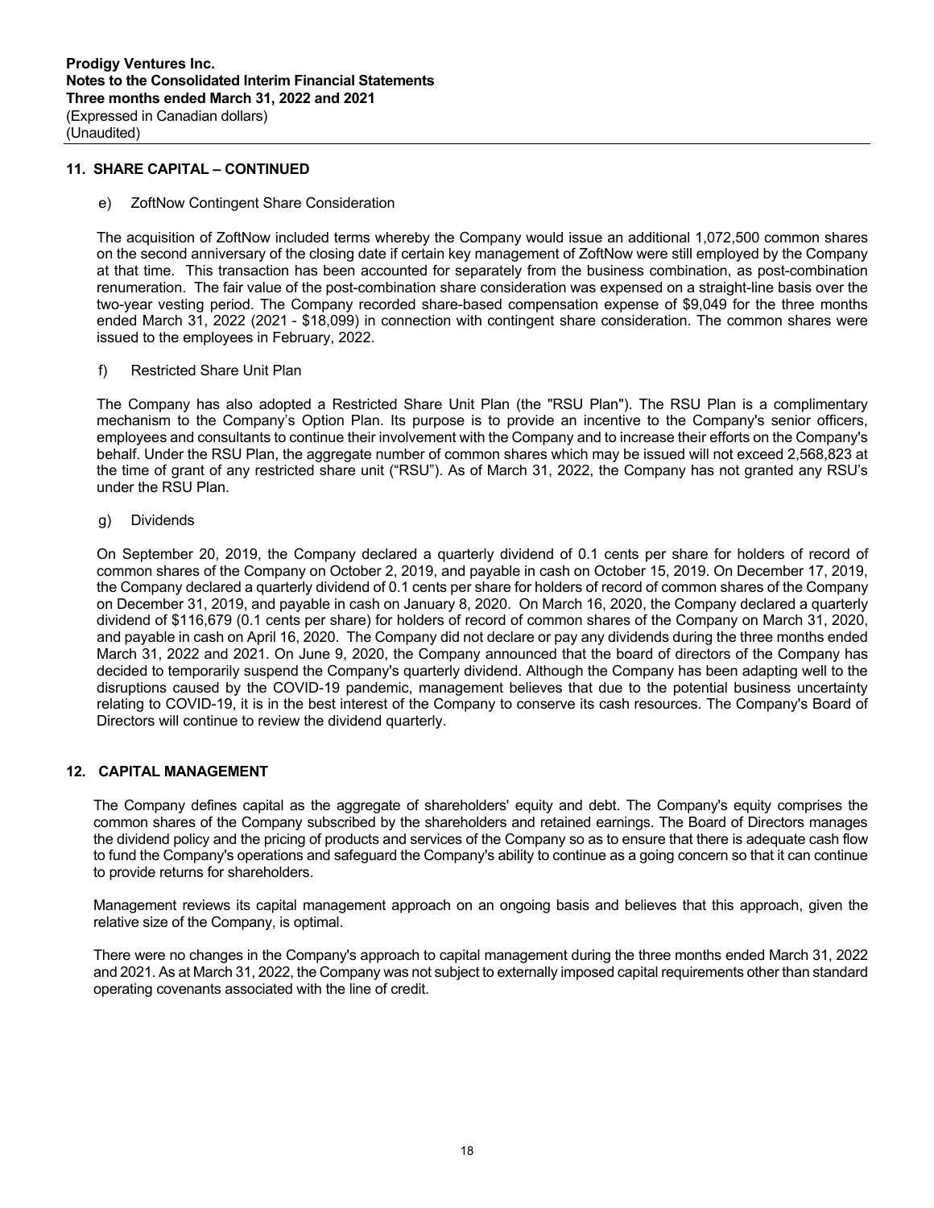## 11. SHARE CAPITAL – CONTINUED

e) ZoftNow Contingent Share Consideration

The acquisition of ZoftNow included terms whereby the Company would issue an additional 1,072,500 common shares on the second anniversary of the closing date if certain key management of ZoftNow were still employed by the Company at that time. This transaction has been accounted for separately from the business combination, as post-combination renumeration. The fair value of the post-combination share consideration was expensed on a straight-line basis over the two-year vesting period. The Company recorded share-based compensation expense of $9,049 for the three months ended March 31, 2022 (2021 - $18,099) in connection with contingent share consideration. The common shares were issued to the employees in February, 2022.

f) Restricted Share Unit Plan

The Company has also adopted a Restricted Share Unit Plan (the "RSU Plan"). The RSU Plan is a complimentary mechanism to the Company's Option Plan. Its purpose is to provide an incentive to the Company's senior officers, employees and consultants to continue their involvement with the Company and to increase their efforts on the Company's behalf. Under the RSU Plan, the aggregate number of common shares which may be issued will not exceed 2,568,823 at the time of grant of any restricted share unit ("RSU"). As of March 31, 2022, the Company has not granted any RSU's under the RSU Plan.

g) Dividends

On September 20, 2019, the Company declared a quarterly dividend of 0.1 cents per share for holders of record of common shares of the Company on October 2, 2019, and payable in cash on October 15, 2019. On December 17, 2019, the Company declared a quarterly dividend of 0.1 cents per share for holders of record of common shares of the Company on December 31, 2019, and payable in cash on January 8, 2020. On March 16, 2020, the Company declared a quarterly dividend of $116,679 (0.1 cents per share) for holders of record of common shares of the Company on March 31, 2020, and payable in cash on April 16, 2020. The Company did not declare or pay any dividends during the three months ended March 31, 2022 and 2021. On June 9, 2020, the Company announced that the board of directors of the Company has decided to temporarily suspend the Company's quarterly dividend. Although the Company has been adapting well to the disruptions caused by the COVID-19 pandemic, management believes that due to the potential business uncertainty relating to COVID-19, it is in the best interest of the Company to conserve its cash resources. The Company's Board of Directors will continue to review the dividend quarterly.

## 12. CAPITAL MANAGEMENT

The Company defines capital as the aggregate of shareholders' equity and debt. The Company's equity comprises the common shares of the Company subscribed by the shareholders and retained earnings. The Board of Directors manages the dividend policy and the pricing of products and services of the Company so as to ensure that there is adequate cash flow to fund the Company's operations and safeguard the Company's ability to continue as a going concern so that it can continue to provide returns for shareholders.

Management reviews its capital management approach on an ongoing basis and believes that this approach, given the relative size of the Company, is optimal.

There were no changes in the Company's approach to capital management during the three months ended March 31, 2022 and 2021. As at March 31, 2022, the Company was not subject to externally imposed capital requirements other than standard operating covenants associated with the line of credit.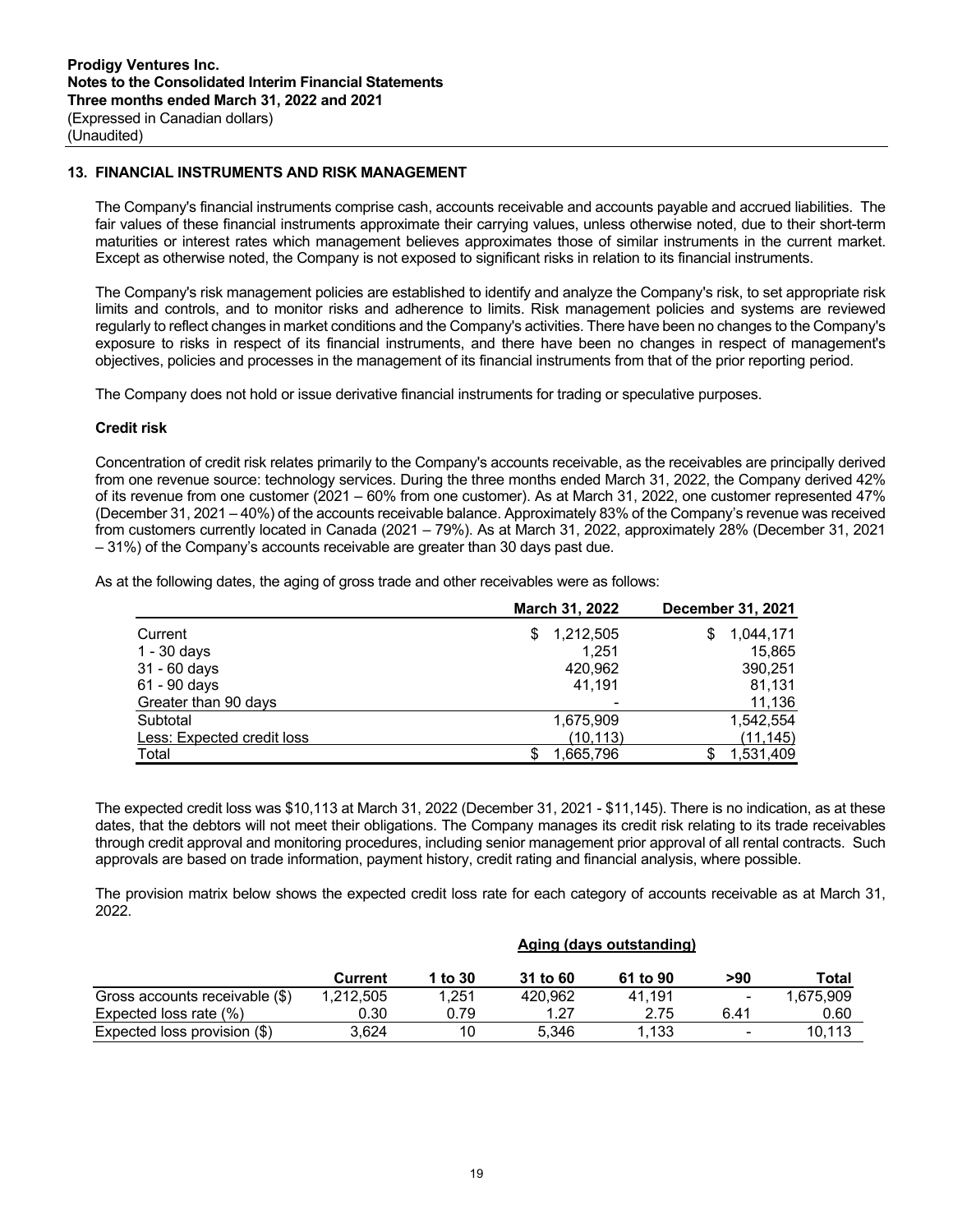## 13. FINANCIAL INSTRUMENTS AND RISK MANAGEMENT

The Company's financial instruments comprise cash, accounts receivable and accounts payable and accrued liabilities. The fair values of these financial instruments approximate their carrying values, unless otherwise noted, due to their short-term maturities or interest rates which management believes approximates those of similar instruments in the current market. Except as otherwise noted, the Company is not exposed to significant risks in relation to its financial instruments.

The Company's risk management policies are established to identify and analyze the Company's risk, to set appropriate risk limits and controls, and to monitor risks and adherence to limits. Risk management policies and systems are reviewed regularly to reflect changes in market conditions and the Company's activities. There have been no changes to the Company's exposure to risks in respect of its financial instruments, and there have been no changes in respect of management's objectives, policies and processes in the management of its financial instruments from that of the prior reporting period.

The Company does not hold or issue derivative financial instruments for trading or speculative purposes.

### Credit risk

Concentration of credit risk relates primarily to the Company's accounts receivable, as the receivables are principally derived from one revenue source: technology services. During the three months ended March 31, 2022, the Company derived 42% of its revenue from one customer (2021 – 60% from one customer). As at March 31, 2022, one customer represented 47% (December 31, 2021 – 40%) of the accounts receivable balance. Approximately 83% of the Company's revenue was received from customers currently located in Canada (2021 – 79%). As at March 31, 2022, approximately 28% (December 31, 2021 – 31%) of the Company's accounts receivable are greater than 30 days past due.

As at the following dates, the aging of gross trade and other receivables were as follows:

| | March 31, 2022 | December 31, 2021 |
|---|---|---|
| Current | $ 1,212,505 | $ 1,044,171 |
| 1 - 30 days | 1,251 | 15,865 |
| 31 - 60 days | 420,962 | 390,251 |
| 61 - 90 days | 41,191 | 81,131 |
| Greater than 90 days | - | 11,136 |
| Subtotal | 1,675,909 | 1,542,554 |
| Less: Expected credit loss | (10,113) | (11,145) |
| Total | $ 1,665,796 | $ 1,531,409 |

The expected credit loss was $10,113 at March 31, 2022 (December 31, 2021 - $11,145). There is no indication, as at these dates, that the debtors will not meet their obligations. The Company manages its credit risk relating to its trade receivables through credit approval and monitoring procedures, including senior management prior approval of all rental contracts. Such approvals are based on trade information, payment history, credit rating and financial analysis, where possible.

The provision matrix below shows the expected credit loss rate for each category of accounts receivable as at March 31, 2022.

| | Aging (days outstanding) | | | | | |
|---|---|---|---|---|---|---|
| | Current | 1 to 30 | 31 to 60 | 61 to 90 | >90 | Total |
| Gross accounts receivable ($) | 1,212,505 | 1,251 | 420,962 | 41,191 | - | 1,675,909 |
| Expected loss rate (%) | 0.30 | 0.79 | 1.27 | 2.75 | 6.41 | 0.60 |
| Expected loss provision ($) | 3,624 | 10 | 5,346 | 1,133 | - | 10,113 |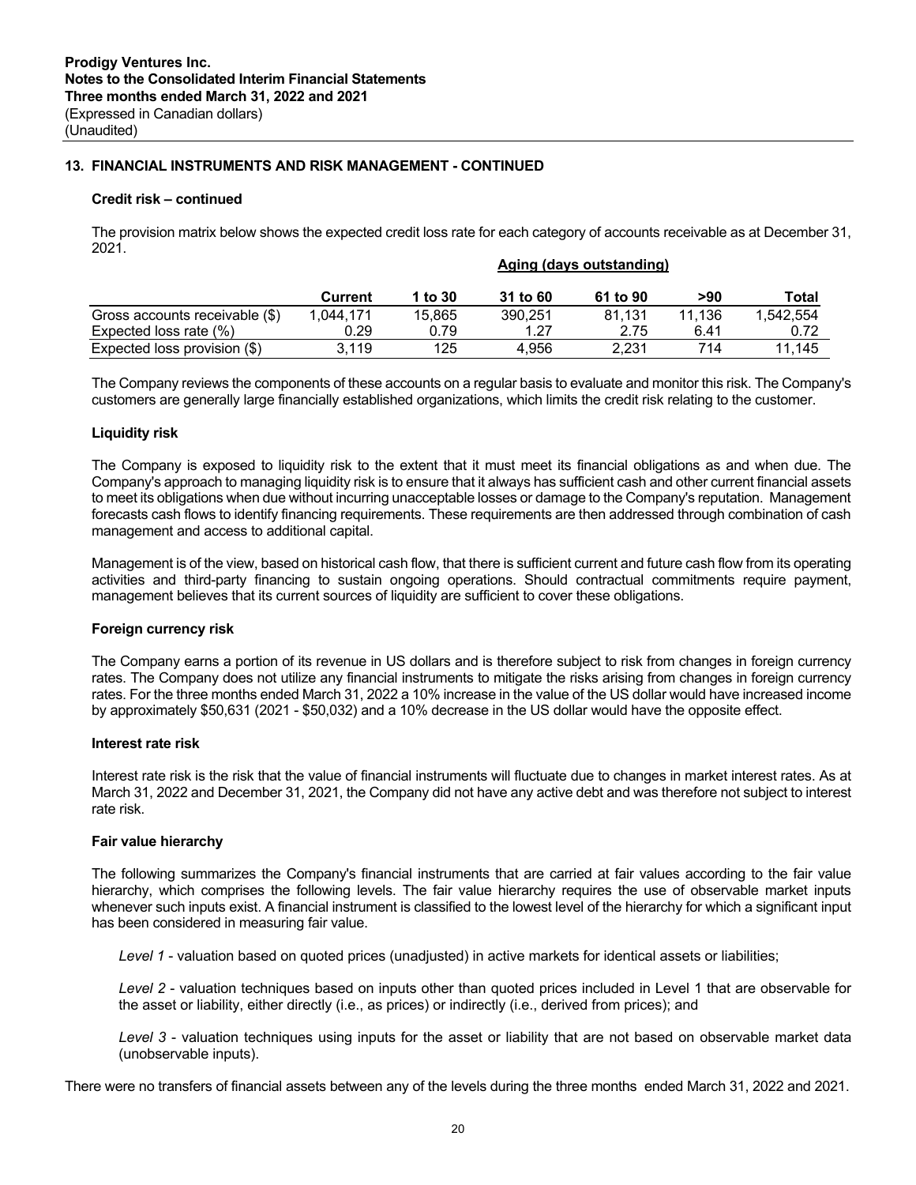## 13. FINANCIAL INSTRUMENTS AND RISK MANAGEMENT - CONTINUED

### Credit risk – continued

The provision matrix below shows the expected credit loss rate for each category of accounts receivable as at December 31, 2021.

| | Aging (days outstanding) | | | | | |
|---|---|---|---|---|---|---|
| | **Current** | **1 to 30** | **31 to 60** | **61 to 90** | **>90** | **Total** |
| Gross accounts receivable ($) | 1,044,171 | 15,865 | 390,251 | 81,131 | 11,136 | 1,542,554 |
| Expected loss rate (%) | 0.29 | 0.79 | 1.27 | 2.75 | 6.41 | 0.72 |
| Expected loss provision ($) | 3,119 | 125 | 4,956 | 2,231 | 714 | 11,145 |

The Company reviews the components of these accounts on a regular basis to evaluate and monitor this risk. The Company's customers are generally large financially established organizations, which limits the credit risk relating to the customer.

### Liquidity risk

The Company is exposed to liquidity risk to the extent that it must meet its financial obligations as and when due. The Company's approach to managing liquidity risk is to ensure that it always has sufficient cash and other current financial assets to meet its obligations when due without incurring unacceptable losses or damage to the Company's reputation. Management forecasts cash flows to identify financing requirements. These requirements are then addressed through combination of cash management and access to additional capital.

Management is of the view, based on historical cash flow, that there is sufficient current and future cash flow from its operating activities and third-party financing to sustain ongoing operations. Should contractual commitments require payment, management believes that its current sources of liquidity are sufficient to cover these obligations.

### Foreign currency risk

The Company earns a portion of its revenue in US dollars and is therefore subject to risk from changes in foreign currency rates. The Company does not utilize any financial instruments to mitigate the risks arising from changes in foreign currency rates. For the three months ended March 31, 2022 a 10% increase in the value of the US dollar would have increased income by approximately $50,631 (2021 - $50,032) and a 10% decrease in the US dollar would have the opposite effect.

### Interest rate risk

Interest rate risk is the risk that the value of financial instruments will fluctuate due to changes in market interest rates. As at March 31, 2022 and December 31, 2021, the Company did not have any active debt and was therefore not subject to interest rate risk.

### Fair value hierarchy

The following summarizes the Company's financial instruments that are carried at fair values according to the fair value hierarchy, which comprises the following levels. The fair value hierarchy requires the use of observable market inputs whenever such inputs exist. A financial instrument is classified to the lowest level of the hierarchy for which a significant input has been considered in measuring fair value.

*Level 1* - valuation based on quoted prices (unadjusted) in active markets for identical assets or liabilities;

*Level 2* - valuation techniques based on inputs other than quoted prices included in Level 1 that are observable for the asset or liability, either directly (i.e., as prices) or indirectly (i.e., derived from prices); and

*Level 3* - valuation techniques using inputs for the asset or liability that are not based on observable market data (unobservable inputs).

There were no transfers of financial assets between any of the levels during the three months ended March 31, 2022 and 2021.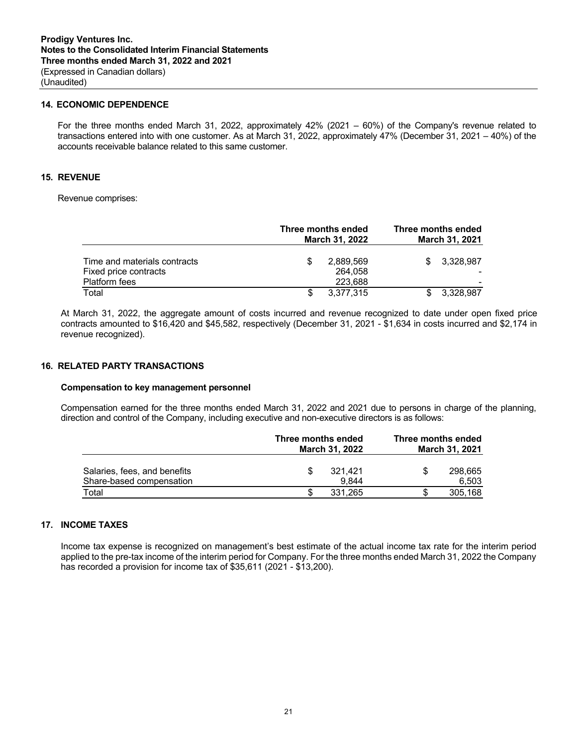## 14. ECONOMIC DEPENDENCE

For the three months ended March 31, 2022, approximately 42% (2021 – 60%) of the Company's revenue related to transactions entered into with one customer. As at March 31, 2022, approximately 47% (December 31, 2021 – 40%) of the accounts receivable balance related to this same customer.

## 15. REVENUE

Revenue comprises:

| | Three months ended March 31, 2022 | Three months ended March 31, 2021 |
|---|---|---|
| Time and materials contracts | $ 2,889,569 | $ 3,328,987 |
| Fixed price contracts | 264,058 | - |
| Platform fees | 223,688 | - |
| Total | $ 3,377,315 | $ 3,328,987 |

At March 31, 2022, the aggregate amount of costs incurred and revenue recognized to date under open fixed price contracts amounted to $16,420 and $45,582, respectively (December 31, 2021 - $1,634 in costs incurred and $2,174 in revenue recognized).

## 16. RELATED PARTY TRANSACTIONS

### Compensation to key management personnel

Compensation earned for the three months ended March 31, 2022 and 2021 due to persons in charge of the planning, direction and control of the Company, including executive and non-executive directors is as follows:

| | Three months ended March 31, 2022 | Three months ended March 31, 2021 |
|---|---|---|
| Salaries, fees, and benefits | $ 321,421 | $ 298,665 |
| Share-based compensation | 9,844 | 6,503 |
| Total | $ 331,265 | $ 305,168 |

## 17. INCOME TAXES

Income tax expense is recognized on management's best estimate of the actual income tax rate for the interim period applied to the pre-tax income of the interim period for Company. For the three months ended March 31, 2022 the Company has recorded a provision for income tax of $35,611 (2021 - $13,200).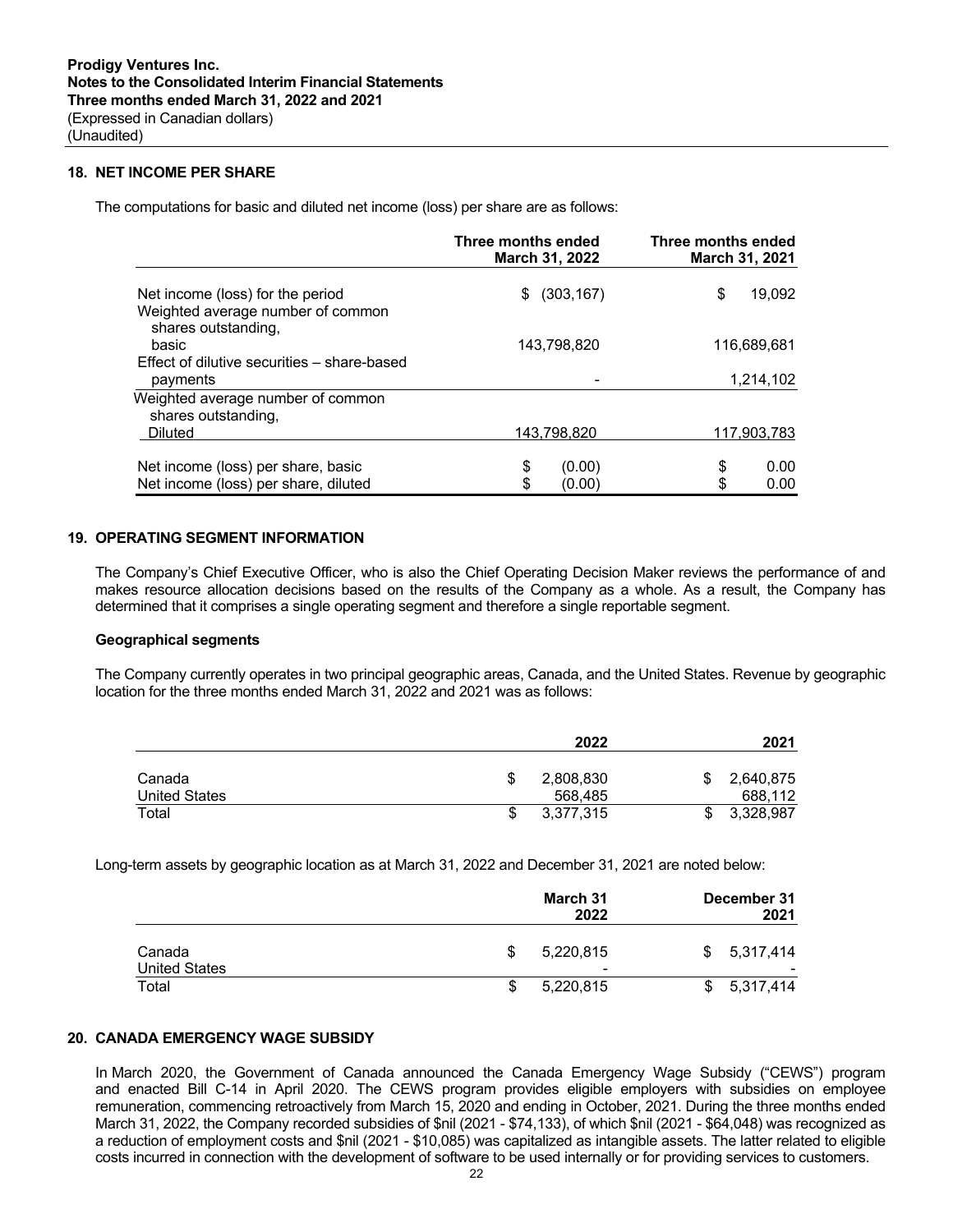## 18. NET INCOME PER SHARE

The computations for basic and diluted net income (loss) per share are as follows:

| | Three months ended March 31, 2022 | Three months ended March 31, 2021 |
|---|---|---|
| Net income (loss) for the period | $ (303,167) | $ 19,092 |
| Weighted average number of common shares outstanding, basic | 143,798,820 | 116,689,681 |
| Effect of dilutive securities – share-based payments | - | 1,214,102 |
| Weighted average number of common shares outstanding, Diluted | 143,798,820 | 117,903,783 |
| Net income (loss) per share, basic | $ (0.00) | $ 0.00 |
| Net income (loss) per share, diluted | $ (0.00) | $ 0.00 |

## 19. OPERATING SEGMENT INFORMATION

The Company's Chief Executive Officer, who is also the Chief Operating Decision Maker reviews the performance of and makes resource allocation decisions based on the results of the Company as a whole. As a result, the Company has determined that it comprises a single operating segment and therefore a single reportable segment.

### Geographical segments

The Company currently operates in two principal geographic areas, Canada, and the United States. Revenue by geographic location for the three months ended March 31, 2022 and 2021 was as follows:

| | 2022 | 2021 |
|---|---|---|
| Canada | $ 2,808,830 | $ 2,640,875 |
| United States | 568,485 | 688,112 |
| Total | $ 3,377,315 | $ 3,328,987 |

Long-term assets by geographic location as at March 31, 2022 and December 31, 2021 are noted below:

| | March 31 2022 | December 31 2021 |
|---|---|---|
| Canada | $ 5,220,815 | $ 5,317,414 |
| United States | - | - |
| Total | $ 5,220,815 | $ 5,317,414 |

## 20. CANADA EMERGENCY WAGE SUBSIDY

In March 2020, the Government of Canada announced the Canada Emergency Wage Subsidy ("CEWS") program and enacted Bill C-14 in April 2020. The CEWS program provides eligible employers with subsidies on employee remuneration, commencing retroactively from March 15, 2020 and ending in October, 2021. During the three months ended March 31, 2022, the Company recorded subsidies of $nil (2021 - $74,133), of which $nil (2021 - $64,048) was recognized as a reduction of employment costs and $nil (2021 - $10,085) was capitalized as intangible assets. The latter related to eligible costs incurred in connection with the development of software to be used internally or for providing services to customers.